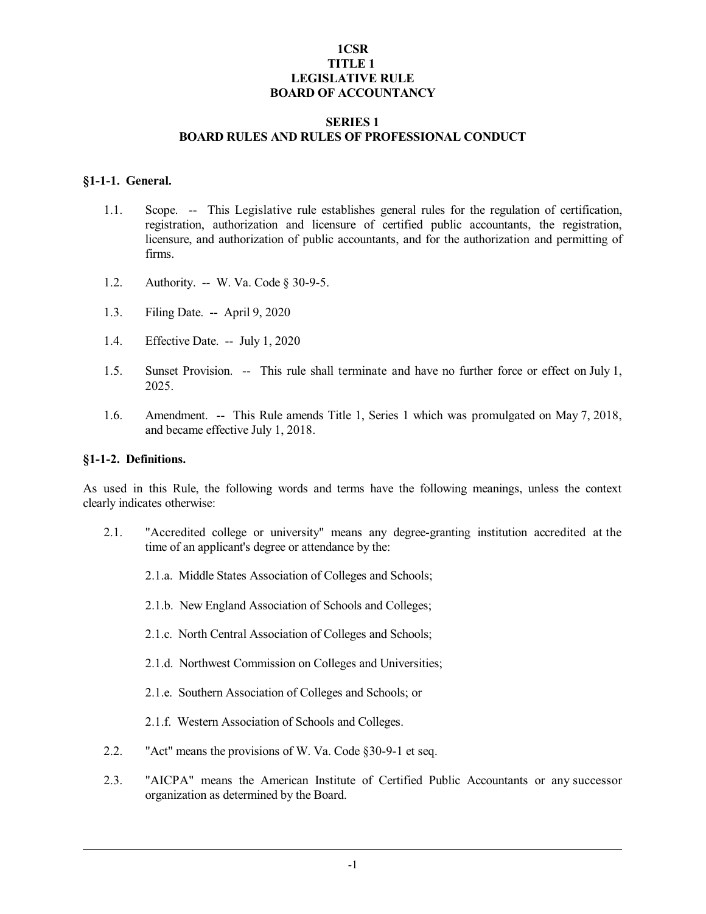**1CSR**
**TITLE 1**
**LEGISLATIVE RULE**
**BOARD OF ACCOUNTANCY**

**SERIES 1**
**BOARD RULES AND RULES OF PROFESSIONAL CONDUCT**

### §1-1-1. General.

1.1. Scope. -- This Legislative rule establishes general rules for the regulation of certification, registration, authorization and licensure of certified public accountants, the registration, licensure, and authorization of public accountants, and for the authorization and permitting of firms.

1.2. Authority. -- W. Va. Code § 30-9-5.

1.3. Filing Date. -- April 9, 2020

1.4. Effective Date. -- July 1, 2020

1.5. Sunset Provision. -- This rule shall terminate and have no further force or effect on July 1, 2025.

1.6. Amendment. -- This Rule amends Title 1, Series 1 which was promulgated on May 7, 2018, and became effective July 1, 2018.

### §1-1-2. Definitions.

As used in this Rule, the following words and terms have the following meanings, unless the context clearly indicates otherwise:

2.1. "Accredited college or university" means any degree-granting institution accredited at the time of an applicant's degree or attendance by the:

2.1.a. Middle States Association of Colleges and Schools;

2.1.b. New England Association of Schools and Colleges;

2.1.c. North Central Association of Colleges and Schools;

2.1.d. Northwest Commission on Colleges and Universities;

2.1.e. Southern Association of Colleges and Schools; or

2.1.f. Western Association of Schools and Colleges.

2.2. "Act" means the provisions of W. Va. Code §30-9-1 et seq.

2.3. "AICPA" means the American Institute of Certified Public Accountants or any successor organization as determined by the Board.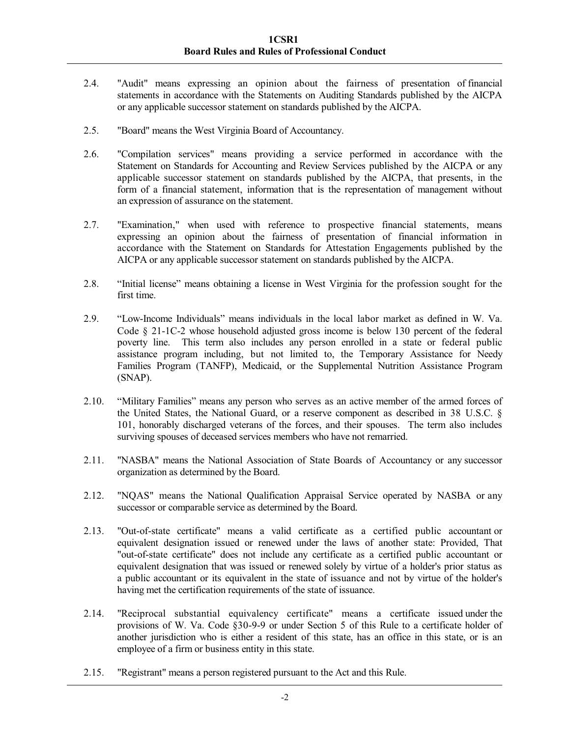2.4. "Audit" means expressing an opinion about the fairness of presentation of financial statements in accordance with the Statements on Auditing Standards published by the AICPA or any applicable successor statement on standards published by the AICPA.

2.5. "Board" means the West Virginia Board of Accountancy.

2.6. "Compilation services" means providing a service performed in accordance with the Statement on Standards for Accounting and Review Services published by the AICPA or any applicable successor statement on standards published by the AICPA, that presents, in the form of a financial statement, information that is the representation of management without an expression of assurance on the statement.

2.7. "Examination," when used with reference to prospective financial statements, means expressing an opinion about the fairness of presentation of financial information in accordance with the Statement on Standards for Attestation Engagements published by the AICPA or any applicable successor statement on standards published by the AICPA.

2.8. "Initial license" means obtaining a license in West Virginia for the profession sought for the first time.

2.9. "Low-Income Individuals" means individuals in the local labor market as defined in W. Va. Code § 21-1C-2 whose household adjusted gross income is below 130 percent of the federal poverty line. This term also includes any person enrolled in a state or federal public assistance program including, but not limited to, the Temporary Assistance for Needy Families Program (TANFP), Medicaid, or the Supplemental Nutrition Assistance Program (SNAP).

2.10. "Military Families" means any person who serves as an active member of the armed forces of the United States, the National Guard, or a reserve component as described in 38 U.S.C. § 101, honorably discharged veterans of the forces, and their spouses. The term also includes surviving spouses of deceased services members who have not remarried.

2.11. "NASBA" means the National Association of State Boards of Accountancy or any successor organization as determined by the Board.

2.12. "NQAS" means the National Qualification Appraisal Service operated by NASBA or any successor or comparable service as determined by the Board.

2.13. "Out-of-state certificate" means a valid certificate as a certified public accountant or equivalent designation issued or renewed under the laws of another state: Provided, That "out-of-state certificate" does not include any certificate as a certified public accountant or equivalent designation that was issued or renewed solely by virtue of a holder's prior status as a public accountant or its equivalent in the state of issuance and not by virtue of the holder's having met the certification requirements of the state of issuance.

2.14. "Reciprocal substantial equivalency certificate" means a certificate issued under the provisions of W. Va. Code §30-9-9 or under Section 5 of this Rule to a certificate holder of another jurisdiction who is either a resident of this state, has an office in this state, or is an employee of a firm or business entity in this state.

2.15. "Registrant" means a person registered pursuant to the Act and this Rule.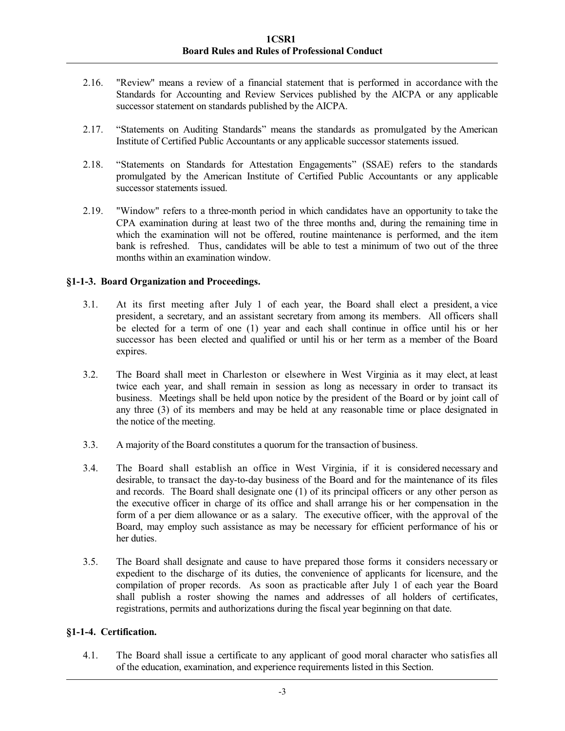2.16. "Review" means a review of a financial statement that is performed in accordance with the Standards for Accounting and Review Services published by the AICPA or any applicable successor statement on standards published by the AICPA.

2.17. "Statements on Auditing Standards" means the standards as promulgated by the American Institute of Certified Public Accountants or any applicable successor statements issued.

2.18. "Statements on Standards for Attestation Engagements" (SSAE) refers to the standards promulgated by the American Institute of Certified Public Accountants or any applicable successor statements issued.

2.19. "Window" refers to a three-month period in which candidates have an opportunity to take the CPA examination during at least two of the three months and, during the remaining time in which the examination will not be offered, routine maintenance is performed, and the item bank is refreshed. Thus, candidates will be able to test a minimum of two out of the three months within an examination window.

### §1-1-3. Board Organization and Proceedings.

3.1. At its first meeting after July 1 of each year, the Board shall elect a president, a vice president, a secretary, and an assistant secretary from among its members. All officers shall be elected for a term of one (1) year and each shall continue in office until his or her successor has been elected and qualified or until his or her term as a member of the Board expires.

3.2. The Board shall meet in Charleston or elsewhere in West Virginia as it may elect, at least twice each year, and shall remain in session as long as necessary in order to transact its business. Meetings shall be held upon notice by the president of the Board or by joint call of any three (3) of its members and may be held at any reasonable time or place designated in the notice of the meeting.

3.3. A majority of the Board constitutes a quorum for the transaction of business.

3.4. The Board shall establish an office in West Virginia, if it is considered necessary and desirable, to transact the day-to-day business of the Board and for the maintenance of its files and records. The Board shall designate one (1) of its principal officers or any other person as the executive officer in charge of its office and shall arrange his or her compensation in the form of a per diem allowance or as a salary. The executive officer, with the approval of the Board, may employ such assistance as may be necessary for efficient performance of his or her duties.

3.5. The Board shall designate and cause to have prepared those forms it considers necessary or expedient to the discharge of its duties, the convenience of applicants for licensure, and the compilation of proper records. As soon as practicable after July 1 of each year the Board shall publish a roster showing the names and addresses of all holders of certificates, registrations, permits and authorizations during the fiscal year beginning on that date.

### §1-1-4. Certification.

4.1. The Board shall issue a certificate to any applicant of good moral character who satisfies all of the education, examination, and experience requirements listed in this Section.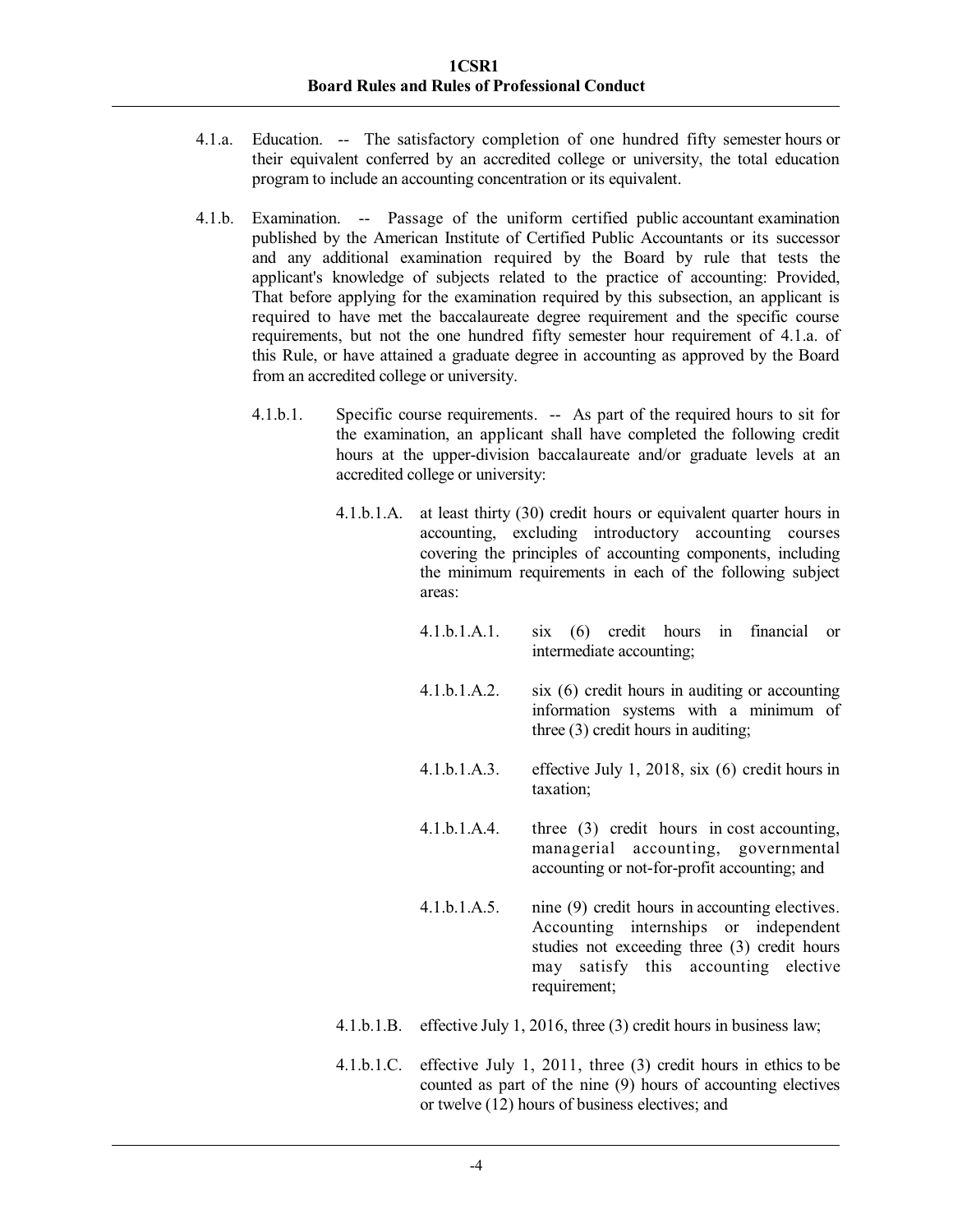4.1.a. Education. -- The satisfactory completion of one hundred fifty semester hours or their equivalent conferred by an accredited college or university, the total education program to include an accounting concentration or its equivalent.

4.1.b. Examination. -- Passage of the uniform certified public accountant examination published by the American Institute of Certified Public Accountants or its successor and any additional examination required by the Board by rule that tests the applicant's knowledge of subjects related to the practice of accounting: Provided, That before applying for the examination required by this subsection, an applicant is required to have met the baccalaureate degree requirement and the specific course requirements, but not the one hundred fifty semester hour requirement of 4.1.a. of this Rule, or have attained a graduate degree in accounting as approved by the Board from an accredited college or university.

4.1.b.1. Specific course requirements. -- As part of the required hours to sit for the examination, an applicant shall have completed the following credit hours at the upper-division baccalaureate and/or graduate levels at an accredited college or university:

4.1.b.1.A. at least thirty (30) credit hours or equivalent quarter hours in accounting, excluding introductory accounting courses covering the principles of accounting components, including the minimum requirements in each of the following subject areas:

4.1.b.1.A.1. six (6) credit hours in financial or intermediate accounting;

4.1.b.1.A.2. six (6) credit hours in auditing or accounting information systems with a minimum of three (3) credit hours in auditing;

4.1.b.1.A.3. effective July 1, 2018, six (6) credit hours in taxation;

4.1.b.1.A.4. three (3) credit hours in cost accounting, managerial accounting, governmental accounting or not-for-profit accounting; and

4.1.b.1.A.5. nine (9) credit hours in accounting electives. Accounting internships or independent studies not exceeding three (3) credit hours may satisfy this accounting elective requirement;

4.1.b.1.B. effective July 1, 2016, three (3) credit hours in business law;

4.1.b.1.C. effective July 1, 2011, three (3) credit hours in ethics to be counted as part of the nine (9) hours of accounting electives or twelve (12) hours of business electives; and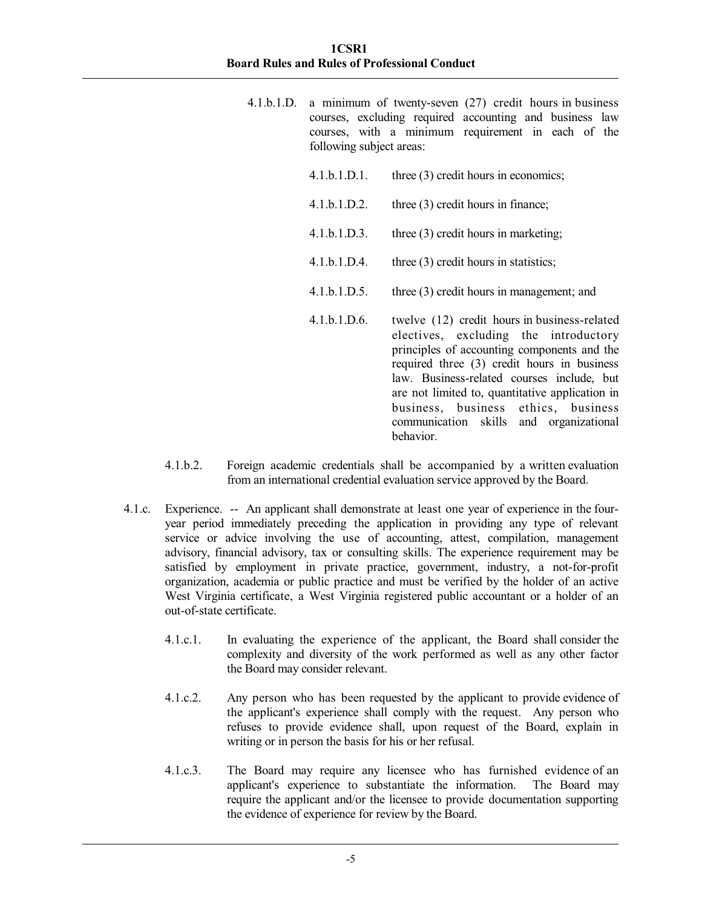4.1.b.1.D. a minimum of twenty-seven (27) credit hours in business courses, excluding required accounting and business law courses, with a minimum requirement in each of the following subject areas:

4.1.b.1.D.1. three (3) credit hours in economics;

4.1.b.1.D.2. three (3) credit hours in finance;

4.1.b.1.D.3. three (3) credit hours in marketing;

4.1.b.1.D.4. three (3) credit hours in statistics;

4.1.b.1.D.5. three (3) credit hours in management; and

4.1.b.1.D.6. twelve (12) credit hours in business-related electives, excluding the introductory principles of accounting components and the required three (3) credit hours in business law. Business-related courses include, but are not limited to, quantitative application in business, business ethics, business communication skills and organizational behavior.

4.1.b.2. Foreign academic credentials shall be accompanied by a written evaluation from an international credential evaluation service approved by the Board.

4.1.c. Experience. -- An applicant shall demonstrate at least one year of experience in the four-year period immediately preceding the application in providing any type of relevant service or advice involving the use of accounting, attest, compilation, management advisory, financial advisory, tax or consulting skills. The experience requirement may be satisfied by employment in private practice, government, industry, a not-for-profit organization, academia or public practice and must be verified by the holder of an active West Virginia certificate, a West Virginia registered public accountant or a holder of an out-of-state certificate.

4.1.c.1. In evaluating the experience of the applicant, the Board shall consider the complexity and diversity of the work performed as well as any other factor the Board may consider relevant.

4.1.c.2. Any person who has been requested by the applicant to provide evidence of the applicant's experience shall comply with the request. Any person who refuses to provide evidence shall, upon request of the Board, explain in writing or in person the basis for his or her refusal.

4.1.c.3. The Board may require any licensee who has furnished evidence of an applicant's experience to substantiate the information. The Board may require the applicant and/or the licensee to provide documentation supporting the evidence of experience for review by the Board.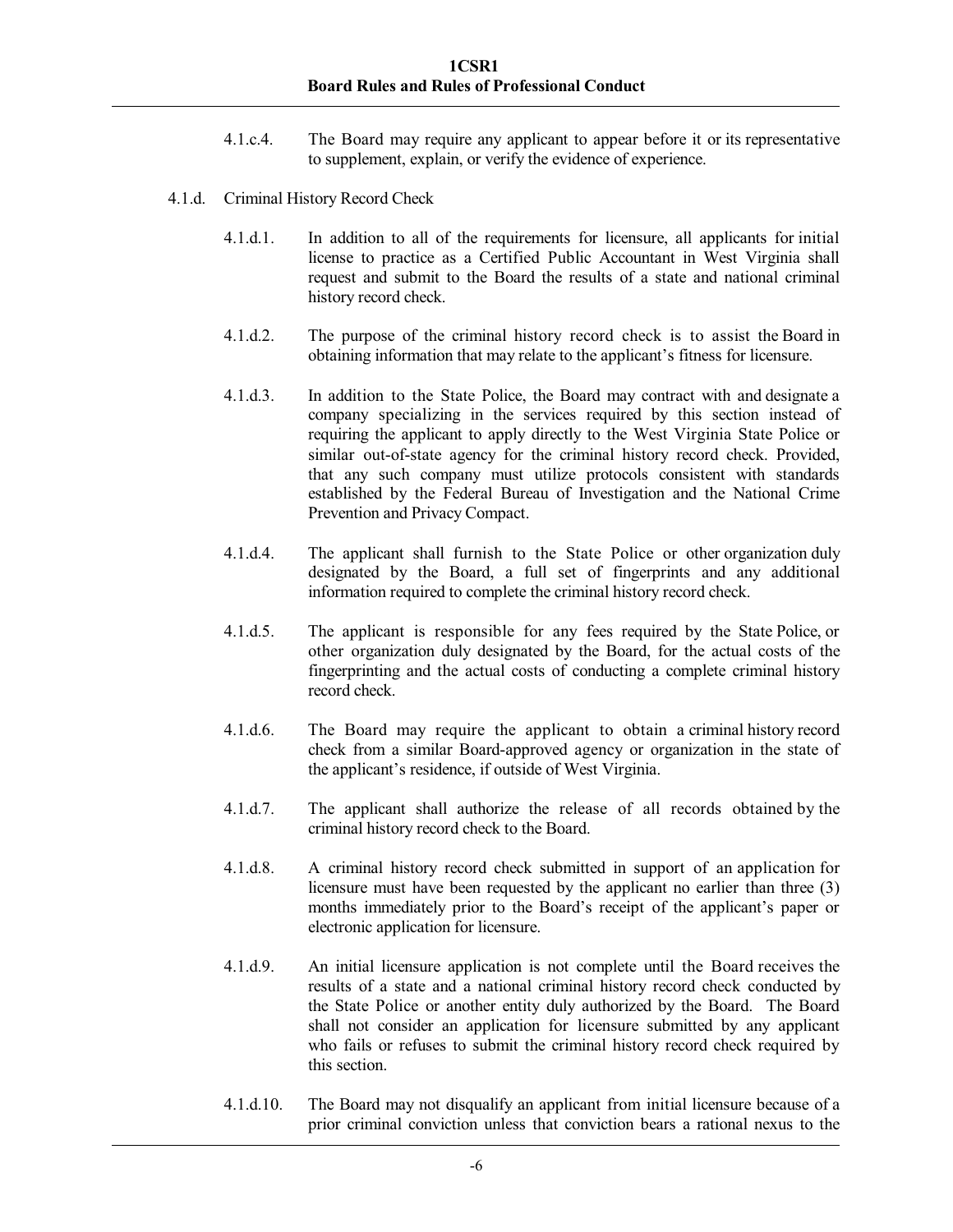4.1.c.4. The Board may require any applicant to appear before it or its representative to supplement, explain, or verify the evidence of experience.

4.1.d. Criminal History Record Check

4.1.d.1. In addition to all of the requirements for licensure, all applicants for initial license to practice as a Certified Public Accountant in West Virginia shall request and submit to the Board the results of a state and national criminal history record check.

4.1.d.2. The purpose of the criminal history record check is to assist the Board in obtaining information that may relate to the applicant's fitness for licensure.

4.1.d.3. In addition to the State Police, the Board may contract with and designate a company specializing in the services required by this section instead of requiring the applicant to apply directly to the West Virginia State Police or similar out-of-state agency for the criminal history record check. Provided, that any such company must utilize protocols consistent with standards established by the Federal Bureau of Investigation and the National Crime Prevention and Privacy Compact.

4.1.d.4. The applicant shall furnish to the State Police or other organization duly designated by the Board, a full set of fingerprints and any additional information required to complete the criminal history record check.

4.1.d.5. The applicant is responsible for any fees required by the State Police, or other organization duly designated by the Board, for the actual costs of the fingerprinting and the actual costs of conducting a complete criminal history record check.

4.1.d.6. The Board may require the applicant to obtain a criminal history record check from a similar Board-approved agency or organization in the state of the applicant's residence, if outside of West Virginia.

4.1.d.7. The applicant shall authorize the release of all records obtained by the criminal history record check to the Board.

4.1.d.8. A criminal history record check submitted in support of an application for licensure must have been requested by the applicant no earlier than three (3) months immediately prior to the Board's receipt of the applicant's paper or electronic application for licensure.

4.1.d.9. An initial licensure application is not complete until the Board receives the results of a state and a national criminal history record check conducted by the State Police or another entity duly authorized by the Board. The Board shall not consider an application for licensure submitted by any applicant who fails or refuses to submit the criminal history record check required by this section.

4.1.d.10. The Board may not disqualify an applicant from initial licensure because of a prior criminal conviction unless that conviction bears a rational nexus to the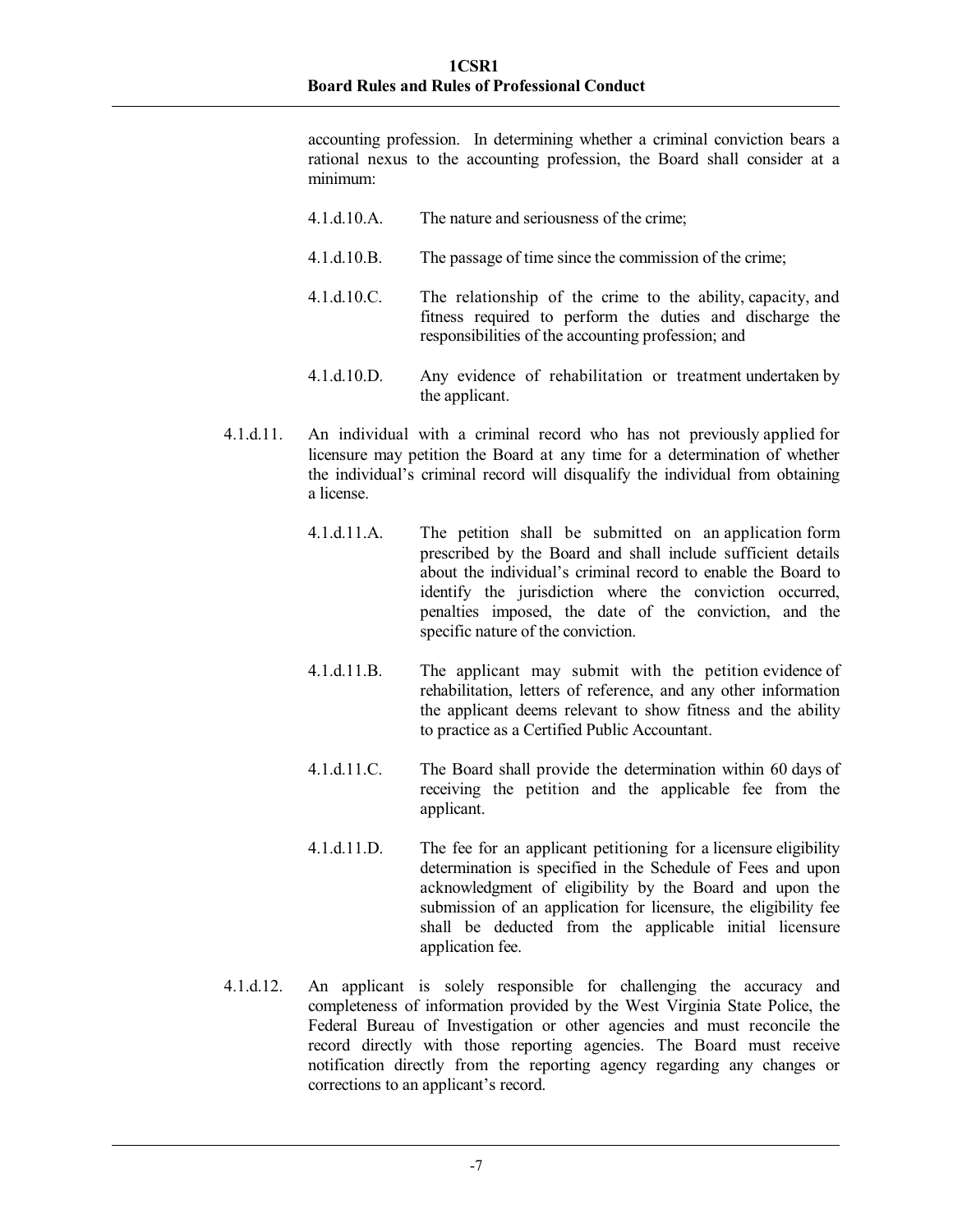accounting profession. In determining whether a criminal conviction bears a rational nexus to the accounting profession, the Board shall consider at a minimum:

4.1.d.10.A. The nature and seriousness of the crime;

4.1.d.10.B. The passage of time since the commission of the crime;

4.1.d.10.C. The relationship of the crime to the ability, capacity, and fitness required to perform the duties and discharge the responsibilities of the accounting profession; and

4.1.d.10.D. Any evidence of rehabilitation or treatment undertaken by the applicant.

4.1.d.11. An individual with a criminal record who has not previously applied for licensure may petition the Board at any time for a determination of whether the individual's criminal record will disqualify the individual from obtaining a license.

4.1.d.11.A. The petition shall be submitted on an application form prescribed by the Board and shall include sufficient details about the individual's criminal record to enable the Board to identify the jurisdiction where the conviction occurred, penalties imposed, the date of the conviction, and the specific nature of the conviction.

4.1.d.11.B. The applicant may submit with the petition evidence of rehabilitation, letters of reference, and any other information the applicant deems relevant to show fitness and the ability to practice as a Certified Public Accountant.

4.1.d.11.C. The Board shall provide the determination within 60 days of receiving the petition and the applicable fee from the applicant.

4.1.d.11.D. The fee for an applicant petitioning for a licensure eligibility determination is specified in the Schedule of Fees and upon acknowledgment of eligibility by the Board and upon the submission of an application for licensure, the eligibility fee shall be deducted from the applicable initial licensure application fee.

4.1.d.12. An applicant is solely responsible for challenging the accuracy and completeness of information provided by the West Virginia State Police, the Federal Bureau of Investigation or other agencies and must reconcile the record directly with those reporting agencies. The Board must receive notification directly from the reporting agency regarding any changes or corrections to an applicant's record.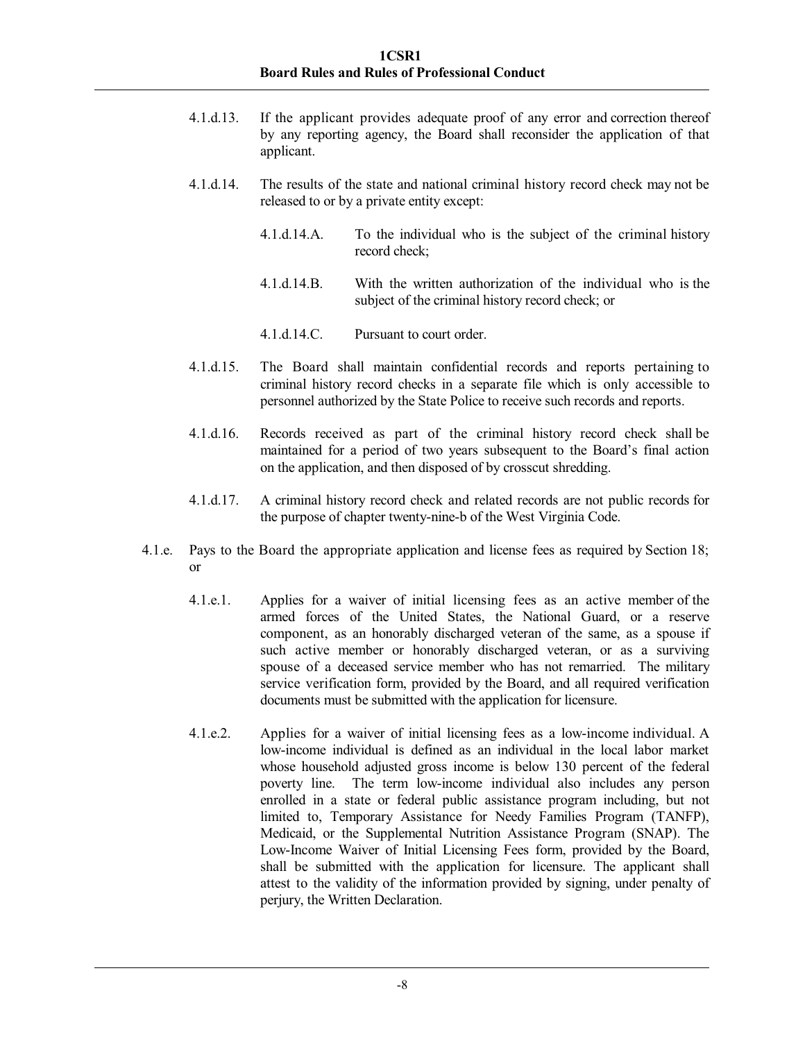4.1.d.13. If the applicant provides adequate proof of any error and correction thereof by any reporting agency, the Board shall reconsider the application of that applicant.

4.1.d.14. The results of the state and national criminal history record check may not be released to or by a private entity except:

4.1.d.14.A. To the individual who is the subject of the criminal history record check;

4.1.d.14.B. With the written authorization of the individual who is the subject of the criminal history record check; or

4.1.d.14.C. Pursuant to court order.

4.1.d.15. The Board shall maintain confidential records and reports pertaining to criminal history record checks in a separate file which is only accessible to personnel authorized by the State Police to receive such records and reports.

4.1.d.16. Records received as part of the criminal history record check shall be maintained for a period of two years subsequent to the Board's final action on the application, and then disposed of by crosscut shredding.

4.1.d.17. A criminal history record check and related records are not public records for the purpose of chapter twenty-nine-b of the West Virginia Code.

4.1.e. Pays to the Board the appropriate application and license fees as required by Section 18; or

4.1.e.1. Applies for a waiver of initial licensing fees as an active member of the armed forces of the United States, the National Guard, or a reserve component, as an honorably discharged veteran of the same, as a spouse if such active member or honorably discharged veteran, or as a surviving spouse of a deceased service member who has not remarried. The military service verification form, provided by the Board, and all required verification documents must be submitted with the application for licensure.

4.1.e.2. Applies for a waiver of initial licensing fees as a low-income individual. A low-income individual is defined as an individual in the local labor market whose household adjusted gross income is below 130 percent of the federal poverty line. The term low-income individual also includes any person enrolled in a state or federal public assistance program including, but not limited to, Temporary Assistance for Needy Families Program (TANFP), Medicaid, or the Supplemental Nutrition Assistance Program (SNAP). The Low-Income Waiver of Initial Licensing Fees form, provided by the Board, shall be submitted with the application for licensure. The applicant shall attest to the validity of the information provided by signing, under penalty of perjury, the Written Declaration.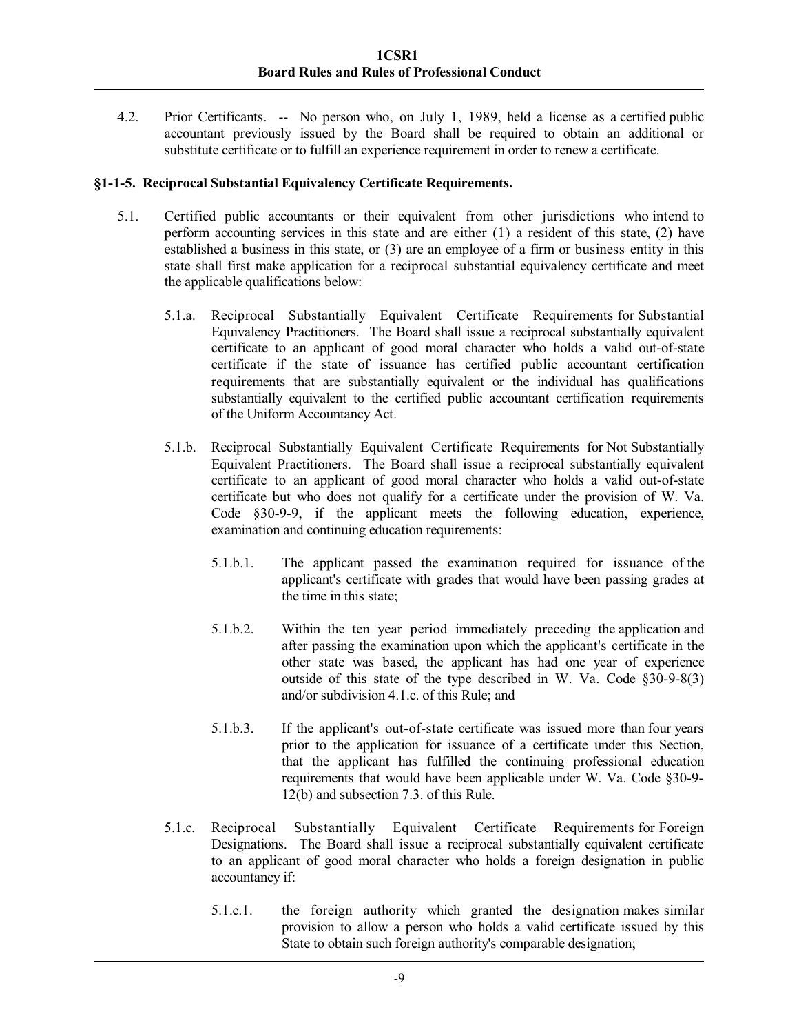4.2. Prior Certificants. -- No person who, on July 1, 1989, held a license as a certified public accountant previously issued by the Board shall be required to obtain an additional or substitute certificate or to fulfill an experience requirement in order to renew a certificate.

### §1-1-5. Reciprocal Substantial Equivalency Certificate Requirements.

5.1. Certified public accountants or their equivalent from other jurisdictions who intend to perform accounting services in this state and are either (1) a resident of this state, (2) have established a business in this state, or (3) are an employee of a firm or business entity in this state shall first make application for a reciprocal substantial equivalency certificate and meet the applicable qualifications below:

5.1.a. Reciprocal Substantially Equivalent Certificate Requirements for Substantial Equivalency Practitioners. The Board shall issue a reciprocal substantially equivalent certificate to an applicant of good moral character who holds a valid out-of-state certificate if the state of issuance has certified public accountant certification requirements that are substantially equivalent or the individual has qualifications substantially equivalent to the certified public accountant certification requirements of the Uniform Accountancy Act.

5.1.b. Reciprocal Substantially Equivalent Certificate Requirements for Not Substantially Equivalent Practitioners. The Board shall issue a reciprocal substantially equivalent certificate to an applicant of good moral character who holds a valid out-of-state certificate but who does not qualify for a certificate under the provision of W. Va. Code §30-9-9, if the applicant meets the following education, experience, examination and continuing education requirements:

5.1.b.1. The applicant passed the examination required for issuance of the applicant's certificate with grades that would have been passing grades at the time in this state;

5.1.b.2. Within the ten year period immediately preceding the application and after passing the examination upon which the applicant's certificate in the other state was based, the applicant has had one year of experience outside of this state of the type described in W. Va. Code §30-9-8(3) and/or subdivision 4.1.c. of this Rule; and

5.1.b.3. If the applicant's out-of-state certificate was issued more than four years prior to the application for issuance of a certificate under this Section, that the applicant has fulfilled the continuing professional education requirements that would have been applicable under W. Va. Code §30-9-12(b) and subsection 7.3. of this Rule.

5.1.c. Reciprocal Substantially Equivalent Certificate Requirements for Foreign Designations. The Board shall issue a reciprocal substantially equivalent certificate to an applicant of good moral character who holds a foreign designation in public accountancy if:

5.1.c.1. the foreign authority which granted the designation makes similar provision to allow a person who holds a valid certificate issued by this State to obtain such foreign authority's comparable designation;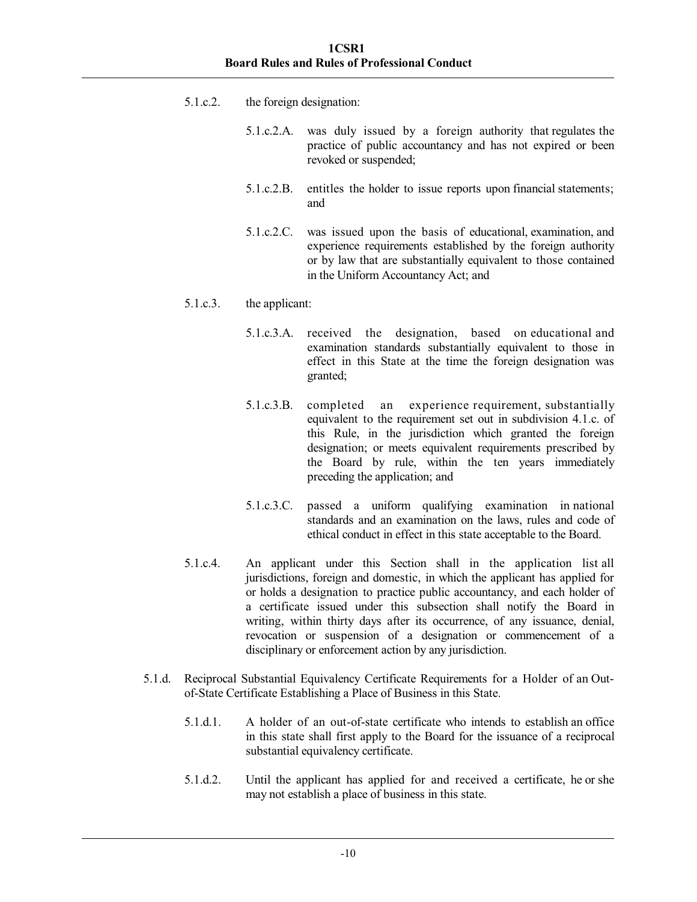5.1.c.2. the foreign designation:

5.1.c.2.A. was duly issued by a foreign authority that regulates the practice of public accountancy and has not expired or been revoked or suspended;

5.1.c.2.B. entitles the holder to issue reports upon financial statements; and

5.1.c.2.C. was issued upon the basis of educational, examination, and experience requirements established by the foreign authority or by law that are substantially equivalent to those contained in the Uniform Accountancy Act; and

5.1.c.3. the applicant:

5.1.c.3.A. received the designation, based on educational and examination standards substantially equivalent to those in effect in this State at the time the foreign designation was granted;

5.1.c.3.B. completed an experience requirement, substantially equivalent to the requirement set out in subdivision 4.1.c. of this Rule, in the jurisdiction which granted the foreign designation; or meets equivalent requirements prescribed by the Board by rule, within the ten years immediately preceding the application; and

5.1.c.3.C. passed a uniform qualifying examination in national standards and an examination on the laws, rules and code of ethical conduct in effect in this state acceptable to the Board.

5.1.c.4. An applicant under this Section shall in the application list all jurisdictions, foreign and domestic, in which the applicant has applied for or holds a designation to practice public accountancy, and each holder of a certificate issued under this subsection shall notify the Board in writing, within thirty days after its occurrence, of any issuance, denial, revocation or suspension of a designation or commencement of a disciplinary or enforcement action by any jurisdiction.

5.1.d. Reciprocal Substantial Equivalency Certificate Requirements for a Holder of an Out-of-State Certificate Establishing a Place of Business in this State.

5.1.d.1. A holder of an out-of-state certificate who intends to establish an office in this state shall first apply to the Board for the issuance of a reciprocal substantial equivalency certificate.

5.1.d.2. Until the applicant has applied for and received a certificate, he or she may not establish a place of business in this state.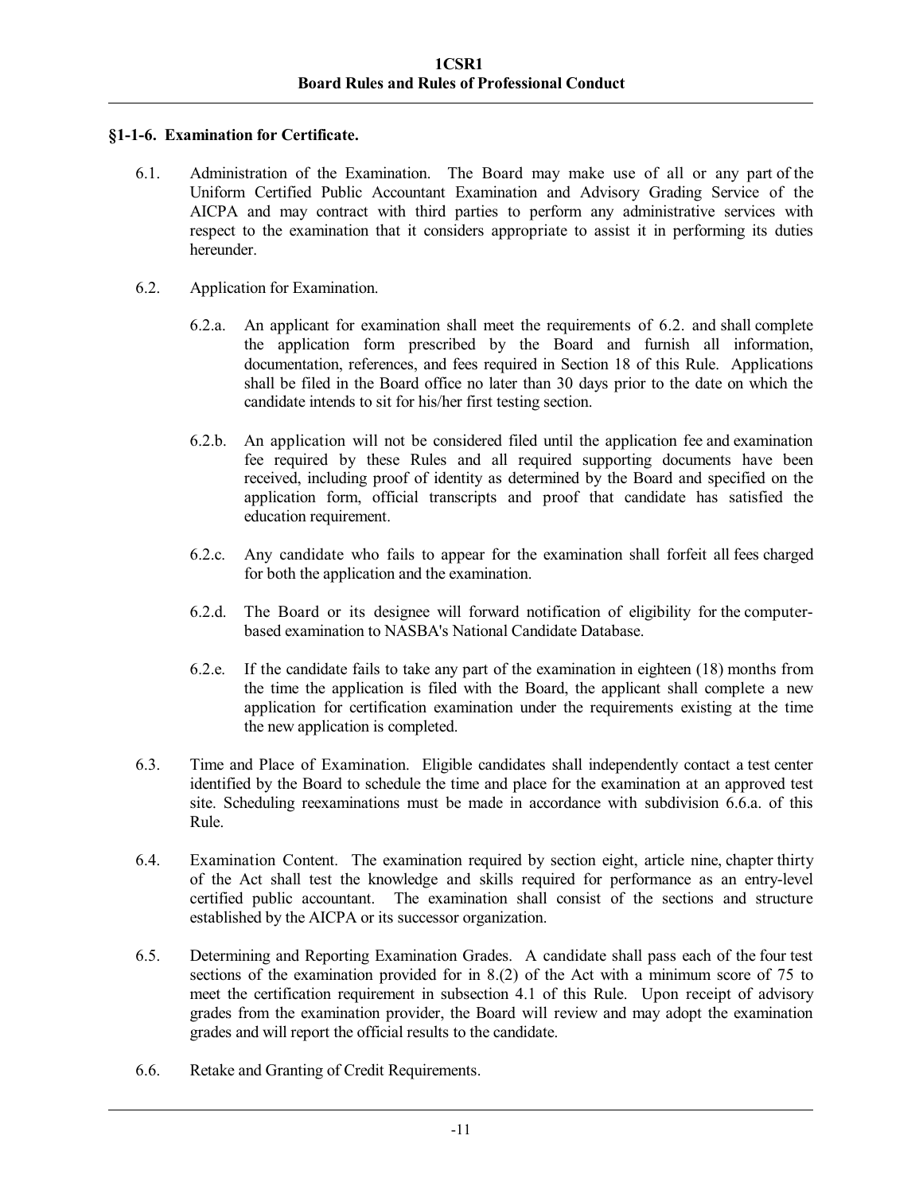### §1-1-6. Examination for Certificate.

6.1. Administration of the Examination. The Board may make use of all or any part of the Uniform Certified Public Accountant Examination and Advisory Grading Service of the AICPA and may contract with third parties to perform any administrative services with respect to the examination that it considers appropriate to assist it in performing its duties hereunder.

6.2. Application for Examination.

6.2.a. An applicant for examination shall meet the requirements of 6.2. and shall complete the application form prescribed by the Board and furnish all information, documentation, references, and fees required in Section 18 of this Rule. Applications shall be filed in the Board office no later than 30 days prior to the date on which the candidate intends to sit for his/her first testing section.

6.2.b. An application will not be considered filed until the application fee and examination fee required by these Rules and all required supporting documents have been received, including proof of identity as determined by the Board and specified on the application form, official transcripts and proof that candidate has satisfied the education requirement.

6.2.c. Any candidate who fails to appear for the examination shall forfeit all fees charged for both the application and the examination.

6.2.d. The Board or its designee will forward notification of eligibility for the computer-based examination to NASBA's National Candidate Database.

6.2.e. If the candidate fails to take any part of the examination in eighteen (18) months from the time the application is filed with the Board, the applicant shall complete a new application for certification examination under the requirements existing at the time the new application is completed.

6.3. Time and Place of Examination. Eligible candidates shall independently contact a test center identified by the Board to schedule the time and place for the examination at an approved test site. Scheduling reexaminations must be made in accordance with subdivision 6.6.a. of this Rule.

6.4. Examination Content. The examination required by section eight, article nine, chapter thirty of the Act shall test the knowledge and skills required for performance as an entry-level certified public accountant. The examination shall consist of the sections and structure established by the AICPA or its successor organization.

6.5. Determining and Reporting Examination Grades. A candidate shall pass each of the four test sections of the examination provided for in 8.(2) of the Act with a minimum score of 75 to meet the certification requirement in subsection 4.1 of this Rule. Upon receipt of advisory grades from the examination provider, the Board will review and may adopt the examination grades and will report the official results to the candidate.

6.6. Retake and Granting of Credit Requirements.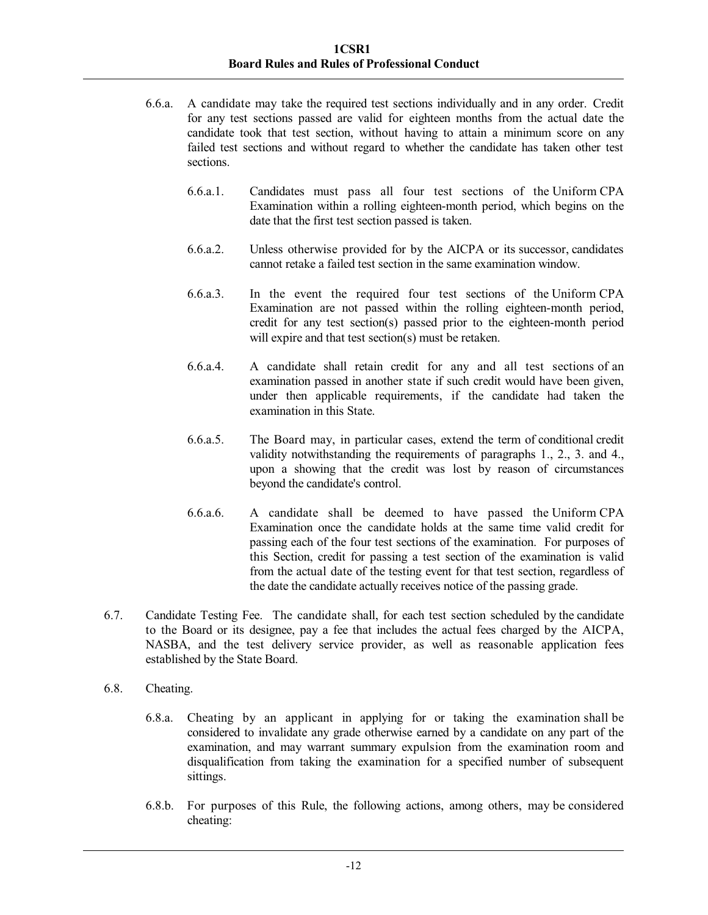6.6.a. A candidate may take the required test sections individually and in any order. Credit for any test sections passed are valid for eighteen months from the actual date the candidate took that test section, without having to attain a minimum score on any failed test sections and without regard to whether the candidate has taken other test sections.

6.6.a.1. Candidates must pass all four test sections of the Uniform CPA Examination within a rolling eighteen-month period, which begins on the date that the first test section passed is taken.

6.6.a.2. Unless otherwise provided for by the AICPA or its successor, candidates cannot retake a failed test section in the same examination window.

6.6.a.3. In the event the required four test sections of the Uniform CPA Examination are not passed within the rolling eighteen-month period, credit for any test section(s) passed prior to the eighteen-month period will expire and that test section(s) must be retaken.

6.6.a.4. A candidate shall retain credit for any and all test sections of an examination passed in another state if such credit would have been given, under then applicable requirements, if the candidate had taken the examination in this State.

6.6.a.5. The Board may, in particular cases, extend the term of conditional credit validity notwithstanding the requirements of paragraphs 1., 2., 3. and 4., upon a showing that the credit was lost by reason of circumstances beyond the candidate's control.

6.6.a.6. A candidate shall be deemed to have passed the Uniform CPA Examination once the candidate holds at the same time valid credit for passing each of the four test sections of the examination. For purposes of this Section, credit for passing a test section of the examination is valid from the actual date of the testing event for that test section, regardless of the date the candidate actually receives notice of the passing grade.

6.7. Candidate Testing Fee. The candidate shall, for each test section scheduled by the candidate to the Board or its designee, pay a fee that includes the actual fees charged by the AICPA, NASBA, and the test delivery service provider, as well as reasonable application fees established by the State Board.

6.8. Cheating.

6.8.a. Cheating by an applicant in applying for or taking the examination shall be considered to invalidate any grade otherwise earned by a candidate on any part of the examination, and may warrant summary expulsion from the examination room and disqualification from taking the examination for a specified number of subsequent sittings.

6.8.b. For purposes of this Rule, the following actions, among others, may be considered cheating: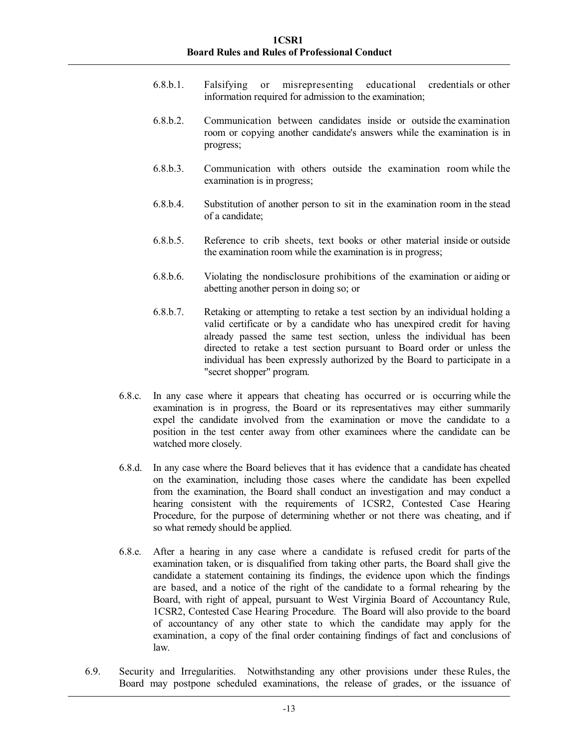6.8.b.1. Falsifying or misrepresenting educational credentials or other information required for admission to the examination;

6.8.b.2. Communication between candidates inside or outside the examination room or copying another candidate's answers while the examination is in progress;

6.8.b.3. Communication with others outside the examination room while the examination is in progress;

6.8.b.4. Substitution of another person to sit in the examination room in the stead of a candidate;

6.8.b.5. Reference to crib sheets, text books or other material inside or outside the examination room while the examination is in progress;

6.8.b.6. Violating the nondisclosure prohibitions of the examination or aiding or abetting another person in doing so; or

6.8.b.7. Retaking or attempting to retake a test section by an individual holding a valid certificate or by a candidate who has unexpired credit for having already passed the same test section, unless the individual has been directed to retake a test section pursuant to Board order or unless the individual has been expressly authorized by the Board to participate in a "secret shopper" program.

6.8.c. In any case where it appears that cheating has occurred or is occurring while the examination is in progress, the Board or its representatives may either summarily expel the candidate involved from the examination or move the candidate to a position in the test center away from other examinees where the candidate can be watched more closely.

6.8.d. In any case where the Board believes that it has evidence that a candidate has cheated on the examination, including those cases where the candidate has been expelled from the examination, the Board shall conduct an investigation and may conduct a hearing consistent with the requirements of 1CSR2, Contested Case Hearing Procedure, for the purpose of determining whether or not there was cheating, and if so what remedy should be applied.

6.8.e. After a hearing in any case where a candidate is refused credit for parts of the examination taken, or is disqualified from taking other parts, the Board shall give the candidate a statement containing its findings, the evidence upon which the findings are based, and a notice of the right of the candidate to a formal rehearing by the Board, with right of appeal, pursuant to West Virginia Board of Accountancy Rule, 1CSR2, Contested Case Hearing Procedure. The Board will also provide to the board of accountancy of any other state to which the candidate may apply for the examination, a copy of the final order containing findings of fact and conclusions of law.

6.9. Security and Irregularities. Notwithstanding any other provisions under these Rules, the Board may postpone scheduled examinations, the release of grades, or the issuance of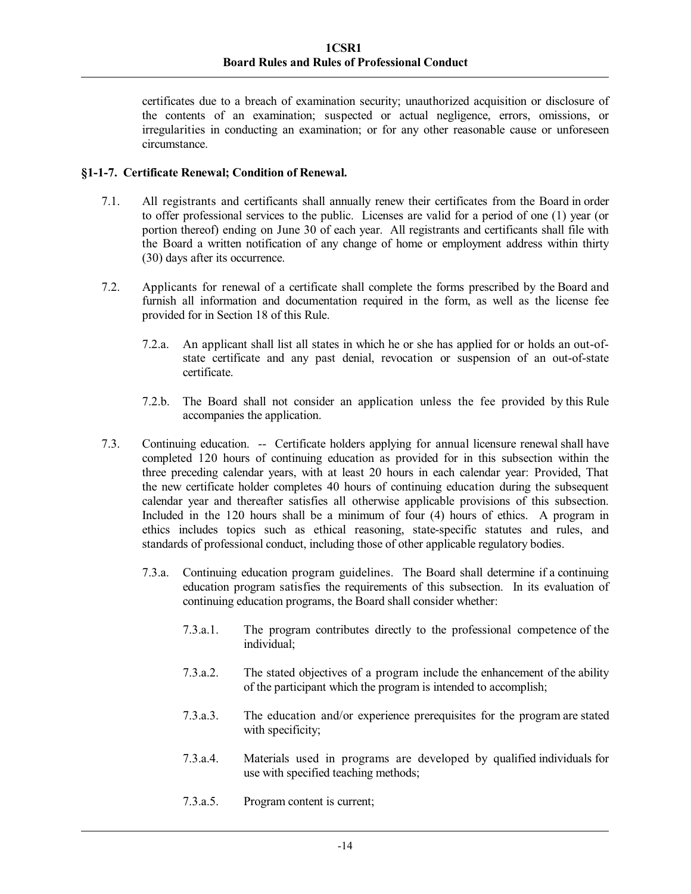certificates due to a breach of examination security; unauthorized acquisition or disclosure of the contents of an examination; suspected or actual negligence, errors, omissions, or irregularities in conducting an examination; or for any other reasonable cause or unforeseen circumstance.

**§1-1-7. Certificate Renewal; Condition of Renewal.**

7.1. All registrants and certificants shall annually renew their certificates from the Board in order to offer professional services to the public. Licenses are valid for a period of one (1) year (or portion thereof) ending on June 30 of each year. All registrants and certificants shall file with the Board a written notification of any change of home or employment address within thirty (30) days after its occurrence.

7.2. Applicants for renewal of a certificate shall complete the forms prescribed by the Board and furnish all information and documentation required in the form, as well as the license fee provided for in Section 18 of this Rule.

7.2.a. An applicant shall list all states in which he or she has applied for or holds an out-of-state certificate and any past denial, revocation or suspension of an out-of-state certificate.

7.2.b. The Board shall not consider an application unless the fee provided by this Rule accompanies the application.

7.3. Continuing education. -- Certificate holders applying for annual licensure renewal shall have completed 120 hours of continuing education as provided for in this subsection within the three preceding calendar years, with at least 20 hours in each calendar year: Provided, That the new certificate holder completes 40 hours of continuing education during the subsequent calendar year and thereafter satisfies all otherwise applicable provisions of this subsection. Included in the 120 hours shall be a minimum of four (4) hours of ethics. A program in ethics includes topics such as ethical reasoning, state-specific statutes and rules, and standards of professional conduct, including those of other applicable regulatory bodies.

7.3.a. Continuing education program guidelines. The Board shall determine if a continuing education program satisfies the requirements of this subsection. In its evaluation of continuing education programs, the Board shall consider whether:

7.3.a.1. The program contributes directly to the professional competence of the individual;

7.3.a.2. The stated objectives of a program include the enhancement of the ability of the participant which the program is intended to accomplish;

7.3.a.3. The education and/or experience prerequisites for the program are stated with specificity;

7.3.a.4. Materials used in programs are developed by qualified individuals for use with specified teaching methods;

7.3.a.5. Program content is current;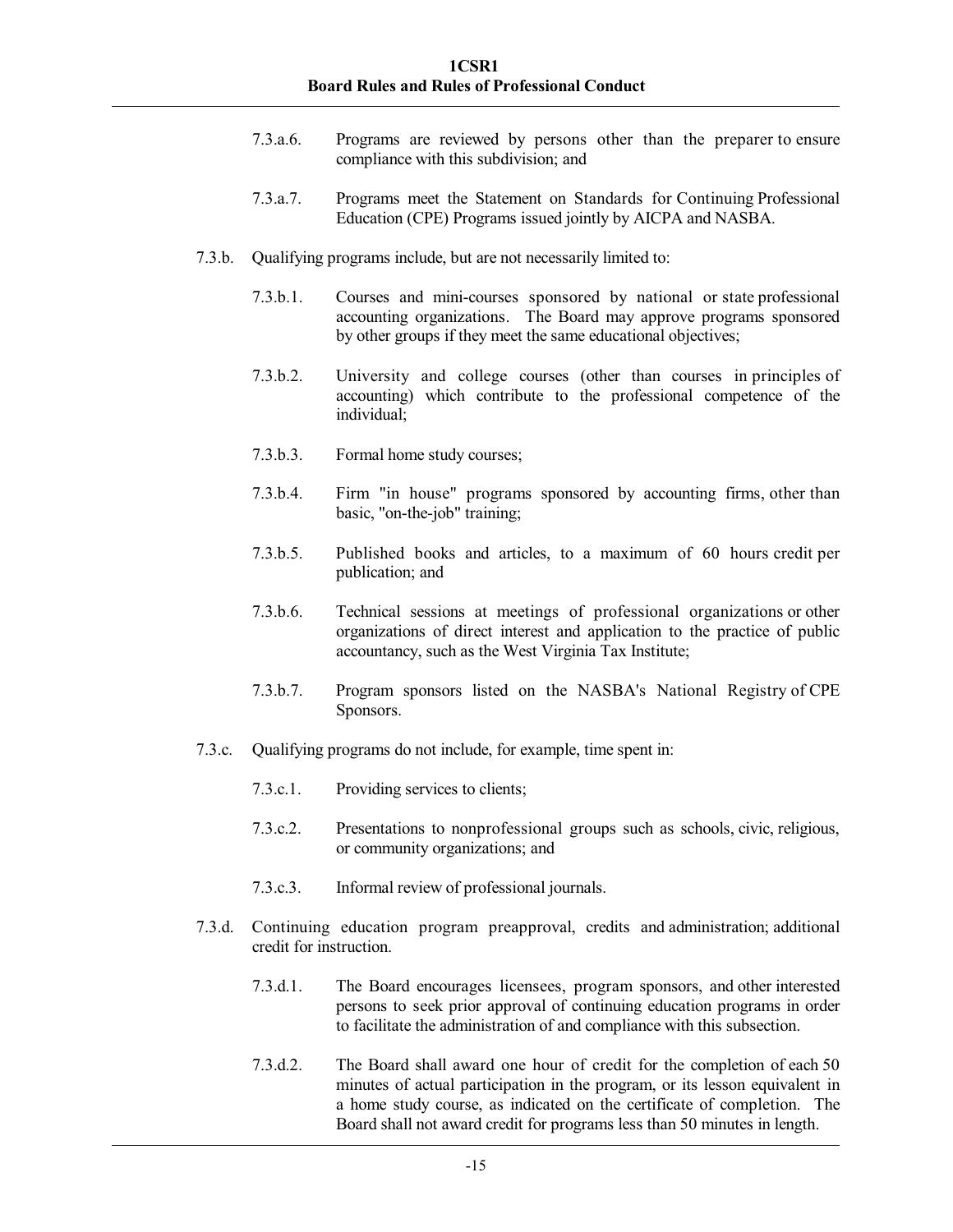7.3.a.6. Programs are reviewed by persons other than the preparer to ensure compliance with this subdivision; and

7.3.a.7. Programs meet the Statement on Standards for Continuing Professional Education (CPE) Programs issued jointly by AICPA and NASBA.

7.3.b. Qualifying programs include, but are not necessarily limited to:

7.3.b.1. Courses and mini-courses sponsored by national or state professional accounting organizations. The Board may approve programs sponsored by other groups if they meet the same educational objectives;

7.3.b.2. University and college courses (other than courses in principles of accounting) which contribute to the professional competence of the individual;

7.3.b.3. Formal home study courses;

7.3.b.4. Firm "in house" programs sponsored by accounting firms, other than basic, "on-the-job" training;

7.3.b.5. Published books and articles, to a maximum of 60 hours credit per publication; and

7.3.b.6. Technical sessions at meetings of professional organizations or other organizations of direct interest and application to the practice of public accountancy, such as the West Virginia Tax Institute;

7.3.b.7. Program sponsors listed on the NASBA's National Registry of CPE Sponsors.

7.3.c. Qualifying programs do not include, for example, time spent in:

7.3.c.1. Providing services to clients;

7.3.c.2. Presentations to nonprofessional groups such as schools, civic, religious, or community organizations; and

7.3.c.3. Informal review of professional journals.

7.3.d. Continuing education program preapproval, credits and administration; additional credit for instruction.

7.3.d.1. The Board encourages licensees, program sponsors, and other interested persons to seek prior approval of continuing education programs in order to facilitate the administration of and compliance with this subsection.

7.3.d.2. The Board shall award one hour of credit for the completion of each 50 minutes of actual participation in the program, or its lesson equivalent in a home study course, as indicated on the certificate of completion. The Board shall not award credit for programs less than 50 minutes in length.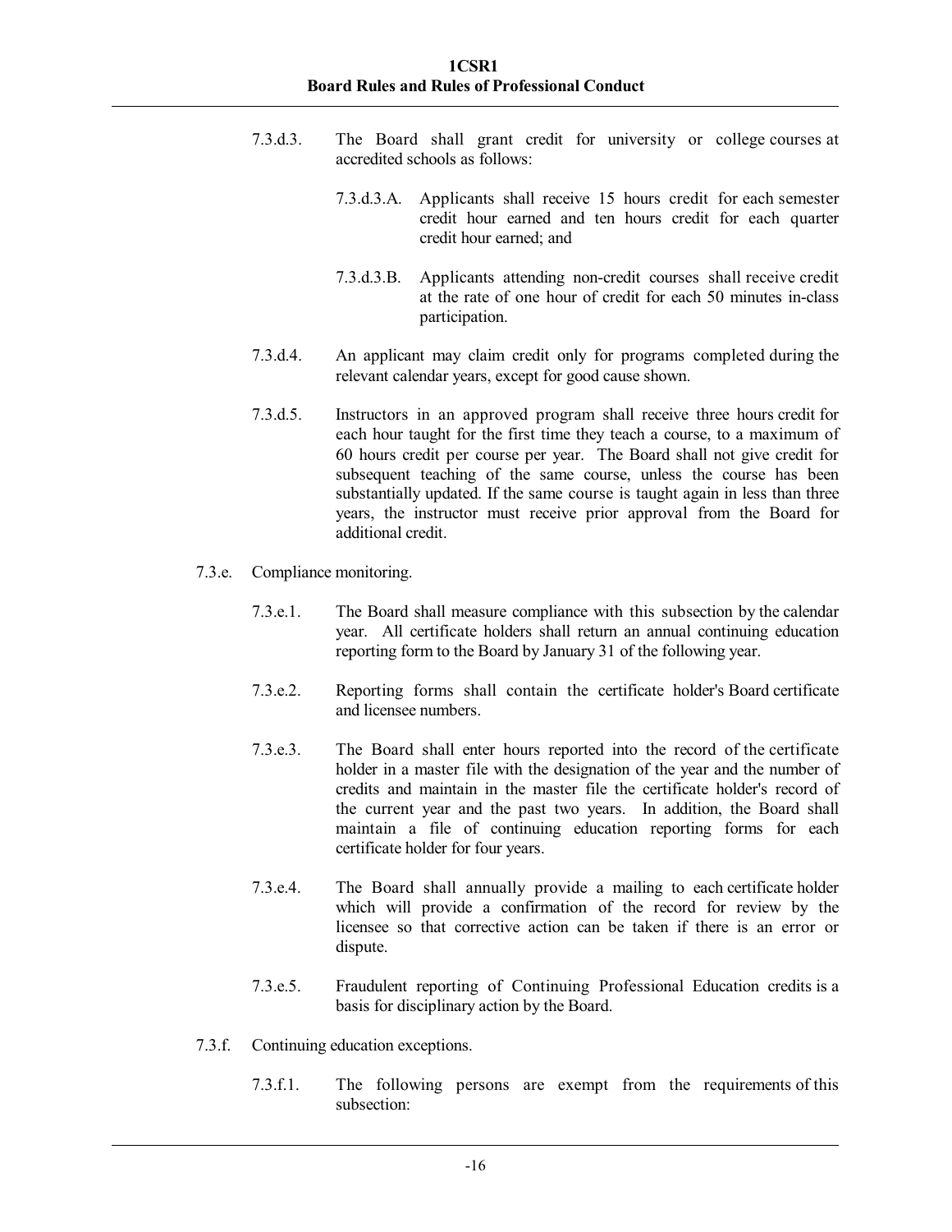7.3.d.3. The Board shall grant credit for university or college courses at accredited schools as follows:

7.3.d.3.A. Applicants shall receive 15 hours credit for each semester credit hour earned and ten hours credit for each quarter credit hour earned; and

7.3.d.3.B. Applicants attending non-credit courses shall receive credit at the rate of one hour of credit for each 50 minutes in-class participation.

7.3.d.4. An applicant may claim credit only for programs completed during the relevant calendar years, except for good cause shown.

7.3.d.5. Instructors in an approved program shall receive three hours credit for each hour taught for the first time they teach a course, to a maximum of 60 hours credit per course per year. The Board shall not give credit for subsequent teaching of the same course, unless the course has been substantially updated. If the same course is taught again in less than three years, the instructor must receive prior approval from the Board for additional credit.

7.3.e. Compliance monitoring.

7.3.e.1. The Board shall measure compliance with this subsection by the calendar year. All certificate holders shall return an annual continuing education reporting form to the Board by January 31 of the following year.

7.3.e.2. Reporting forms shall contain the certificate holder's Board certificate and licensee numbers.

7.3.e.3. The Board shall enter hours reported into the record of the certificate holder in a master file with the designation of the year and the number of credits and maintain in the master file the certificate holder's record of the current year and the past two years. In addition, the Board shall maintain a file of continuing education reporting forms for each certificate holder for four years.

7.3.e.4. The Board shall annually provide a mailing to each certificate holder which will provide a confirmation of the record for review by the licensee so that corrective action can be taken if there is an error or dispute.

7.3.e.5. Fraudulent reporting of Continuing Professional Education credits is a basis for disciplinary action by the Board.

7.3.f. Continuing education exceptions.

7.3.f.1. The following persons are exempt from the requirements of this subsection: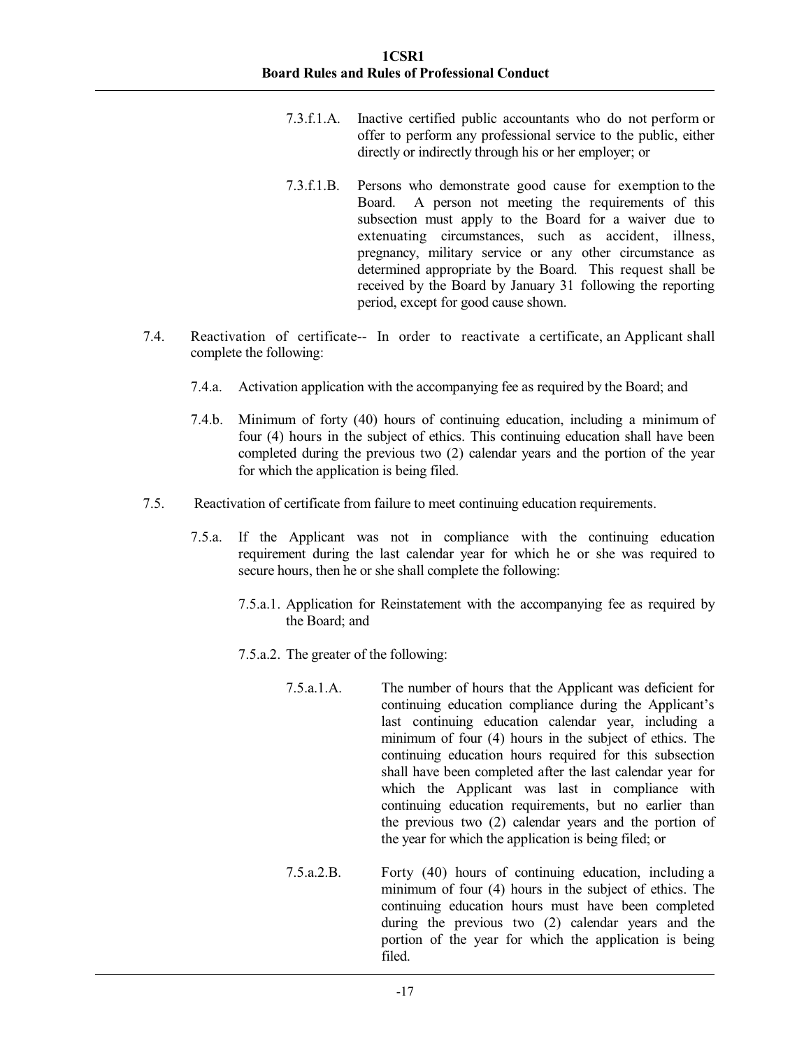7.3.f.1.A. Inactive certified public accountants who do not perform or offer to perform any professional service to the public, either directly or indirectly through his or her employer; or

7.3.f.1.B. Persons who demonstrate good cause for exemption to the Board. A person not meeting the requirements of this subsection must apply to the Board for a waiver due to extenuating circumstances, such as accident, illness, pregnancy, military service or any other circumstance as determined appropriate by the Board. This request shall be received by the Board by January 31 following the reporting period, except for good cause shown.

7.4. Reactivation of certificate-- In order to reactivate a certificate, an Applicant shall complete the following:

7.4.a. Activation application with the accompanying fee as required by the Board; and

7.4.b. Minimum of forty (40) hours of continuing education, including a minimum of four (4) hours in the subject of ethics. This continuing education shall have been completed during the previous two (2) calendar years and the portion of the year for which the application is being filed.

7.5. Reactivation of certificate from failure to meet continuing education requirements.

7.5.a. If the Applicant was not in compliance with the continuing education requirement during the last calendar year for which he or she was required to secure hours, then he or she shall complete the following:

7.5.a.1. Application for Reinstatement with the accompanying fee as required by the Board; and

7.5.a.2. The greater of the following:

7.5.a.1.A. The number of hours that the Applicant was deficient for continuing education compliance during the Applicant's last continuing education calendar year, including a minimum of four (4) hours in the subject of ethics. The continuing education hours required for this subsection shall have been completed after the last calendar year for which the Applicant was last in compliance with continuing education requirements, but no earlier than the previous two (2) calendar years and the portion of the year for which the application is being filed; or

7.5.a.2.B. Forty (40) hours of continuing education, including a minimum of four (4) hours in the subject of ethics. The continuing education hours must have been completed during the previous two (2) calendar years and the portion of the year for which the application is being filed.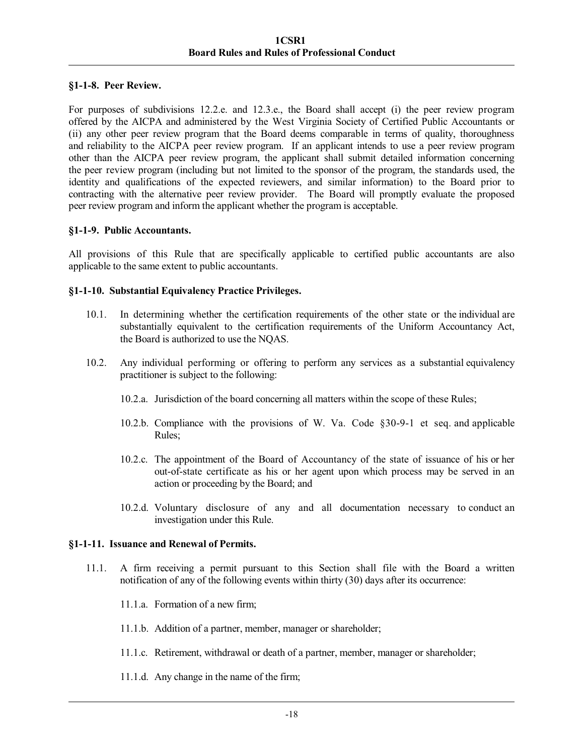### §1-1-8. Peer Review.

For purposes of subdivisions 12.2.e. and 12.3.e., the Board shall accept (i) the peer review program offered by the AICPA and administered by the West Virginia Society of Certified Public Accountants or (ii) any other peer review program that the Board deems comparable in terms of quality, thoroughness and reliability to the AICPA peer review program. If an applicant intends to use a peer review program other than the AICPA peer review program, the applicant shall submit detailed information concerning the peer review program (including but not limited to the sponsor of the program, the standards used, the identity and qualifications of the expected reviewers, and similar information) to the Board prior to contracting with the alternative peer review provider. The Board will promptly evaluate the proposed peer review program and inform the applicant whether the program is acceptable.

### §1-1-9. Public Accountants.

All provisions of this Rule that are specifically applicable to certified public accountants are also applicable to the same extent to public accountants.

### §1-1-10. Substantial Equivalency Practice Privileges.

10.1. In determining whether the certification requirements of the other state or the individual are substantially equivalent to the certification requirements of the Uniform Accountancy Act, the Board is authorized to use the NQAS.

10.2. Any individual performing or offering to perform any services as a substantial equivalency practitioner is subject to the following:

10.2.a. Jurisdiction of the board concerning all matters within the scope of these Rules;

10.2.b. Compliance with the provisions of W. Va. Code §30-9-1 et seq. and applicable Rules;

10.2.c. The appointment of the Board of Accountancy of the state of issuance of his or her out-of-state certificate as his or her agent upon which process may be served in an action or proceeding by the Board; and

10.2.d. Voluntary disclosure of any and all documentation necessary to conduct an investigation under this Rule.

### §1-1-11. Issuance and Renewal of Permits.

11.1. A firm receiving a permit pursuant to this Section shall file with the Board a written notification of any of the following events within thirty (30) days after its occurrence:

11.1.a. Formation of a new firm;

11.1.b. Addition of a partner, member, manager or shareholder;

11.1.c. Retirement, withdrawal or death of a partner, member, manager or shareholder;

11.1.d. Any change in the name of the firm;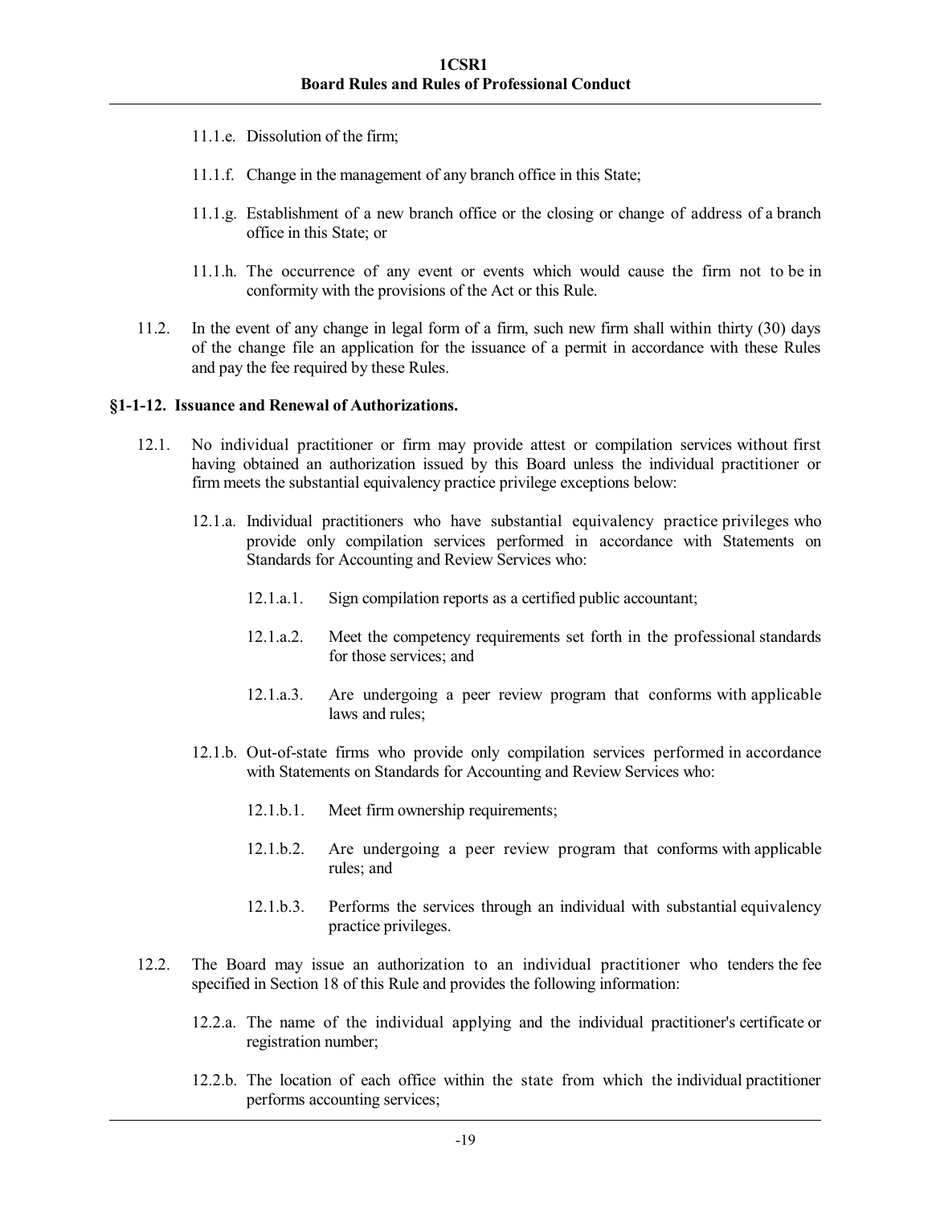11.1.e. Dissolution of the firm;

11.1.f. Change in the management of any branch office in this State;

11.1.g. Establishment of a new branch office or the closing or change of address of a branch office in this State; or

11.1.h. The occurrence of any event or events which would cause the firm not to be in conformity with the provisions of the Act or this Rule.

11.2. In the event of any change in legal form of a firm, such new firm shall within thirty (30) days of the change file an application for the issuance of a permit in accordance with these Rules and pay the fee required by these Rules.

**§1-1-12. Issuance and Renewal of Authorizations.**

12.1. No individual practitioner or firm may provide attest or compilation services without first having obtained an authorization issued by this Board unless the individual practitioner or firm meets the substantial equivalency practice privilege exceptions below:

12.1.a. Individual practitioners who have substantial equivalency practice privileges who provide only compilation services performed in accordance with Statements on Standards for Accounting and Review Services who:

12.1.a.1. Sign compilation reports as a certified public accountant;

12.1.a.2. Meet the competency requirements set forth in the professional standards for those services; and

12.1.a.3. Are undergoing a peer review program that conforms with applicable laws and rules;

12.1.b. Out-of-state firms who provide only compilation services performed in accordance with Statements on Standards for Accounting and Review Services who:

12.1.b.1. Meet firm ownership requirements;

12.1.b.2. Are undergoing a peer review program that conforms with applicable rules; and

12.1.b.3. Performs the services through an individual with substantial equivalency practice privileges.

12.2. The Board may issue an authorization to an individual practitioner who tenders the fee specified in Section 18 of this Rule and provides the following information:

12.2.a. The name of the individual applying and the individual practitioner's certificate or registration number;

12.2.b. The location of each office within the state from which the individual practitioner performs accounting services;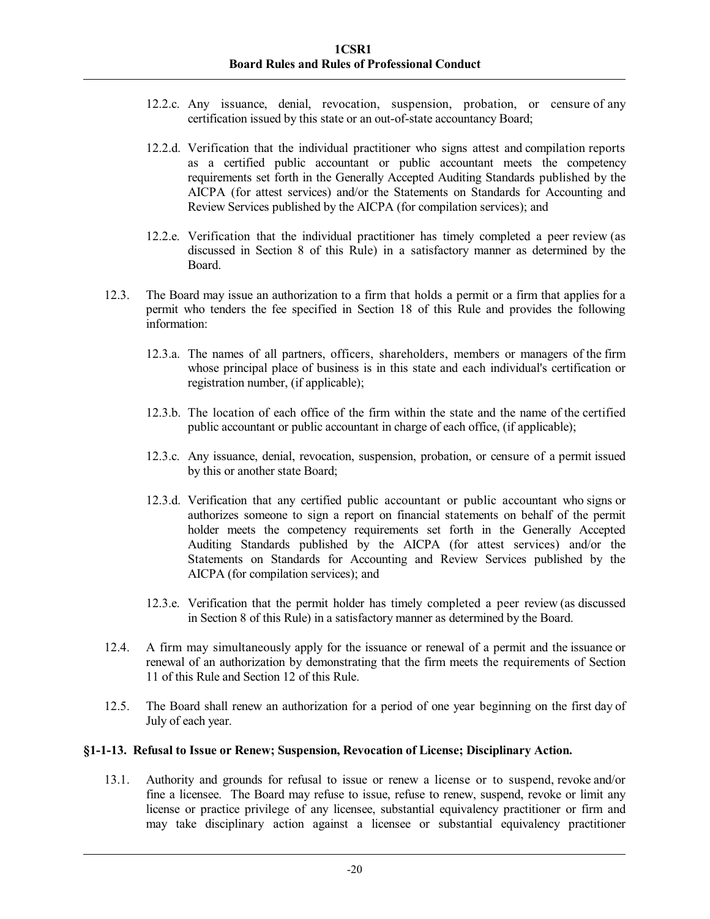12.2.c. Any issuance, denial, revocation, suspension, probation, or censure of any certification issued by this state or an out-of-state accountancy Board;

12.2.d. Verification that the individual practitioner who signs attest and compilation reports as a certified public accountant or public accountant meets the competency requirements set forth in the Generally Accepted Auditing Standards published by the AICPA (for attest services) and/or the Statements on Standards for Accounting and Review Services published by the AICPA (for compilation services); and

12.2.e. Verification that the individual practitioner has timely completed a peer review (as discussed in Section 8 of this Rule) in a satisfactory manner as determined by the Board.

12.3. The Board may issue an authorization to a firm that holds a permit or a firm that applies for a permit who tenders the fee specified in Section 18 of this Rule and provides the following information:

12.3.a. The names of all partners, officers, shareholders, members or managers of the firm whose principal place of business is in this state and each individual's certification or registration number, (if applicable);

12.3.b. The location of each office of the firm within the state and the name of the certified public accountant or public accountant in charge of each office, (if applicable);

12.3.c. Any issuance, denial, revocation, suspension, probation, or censure of a permit issued by this or another state Board;

12.3.d. Verification that any certified public accountant or public accountant who signs or authorizes someone to sign a report on financial statements on behalf of the permit holder meets the competency requirements set forth in the Generally Accepted Auditing Standards published by the AICPA (for attest services) and/or the Statements on Standards for Accounting and Review Services published by the AICPA (for compilation services); and

12.3.e. Verification that the permit holder has timely completed a peer review (as discussed in Section 8 of this Rule) in a satisfactory manner as determined by the Board.

12.4. A firm may simultaneously apply for the issuance or renewal of a permit and the issuance or renewal of an authorization by demonstrating that the firm meets the requirements of Section 11 of this Rule and Section 12 of this Rule.

12.5. The Board shall renew an authorization for a period of one year beginning on the first day of July of each year.

**§1-1-13. Refusal to Issue or Renew; Suspension, Revocation of License; Disciplinary Action.**

13.1. Authority and grounds for refusal to issue or renew a license or to suspend, revoke and/or fine a licensee. The Board may refuse to issue, refuse to renew, suspend, revoke or limit any license or practice privilege of any licensee, substantial equivalency practitioner or firm and may take disciplinary action against a licensee or substantial equivalency practitioner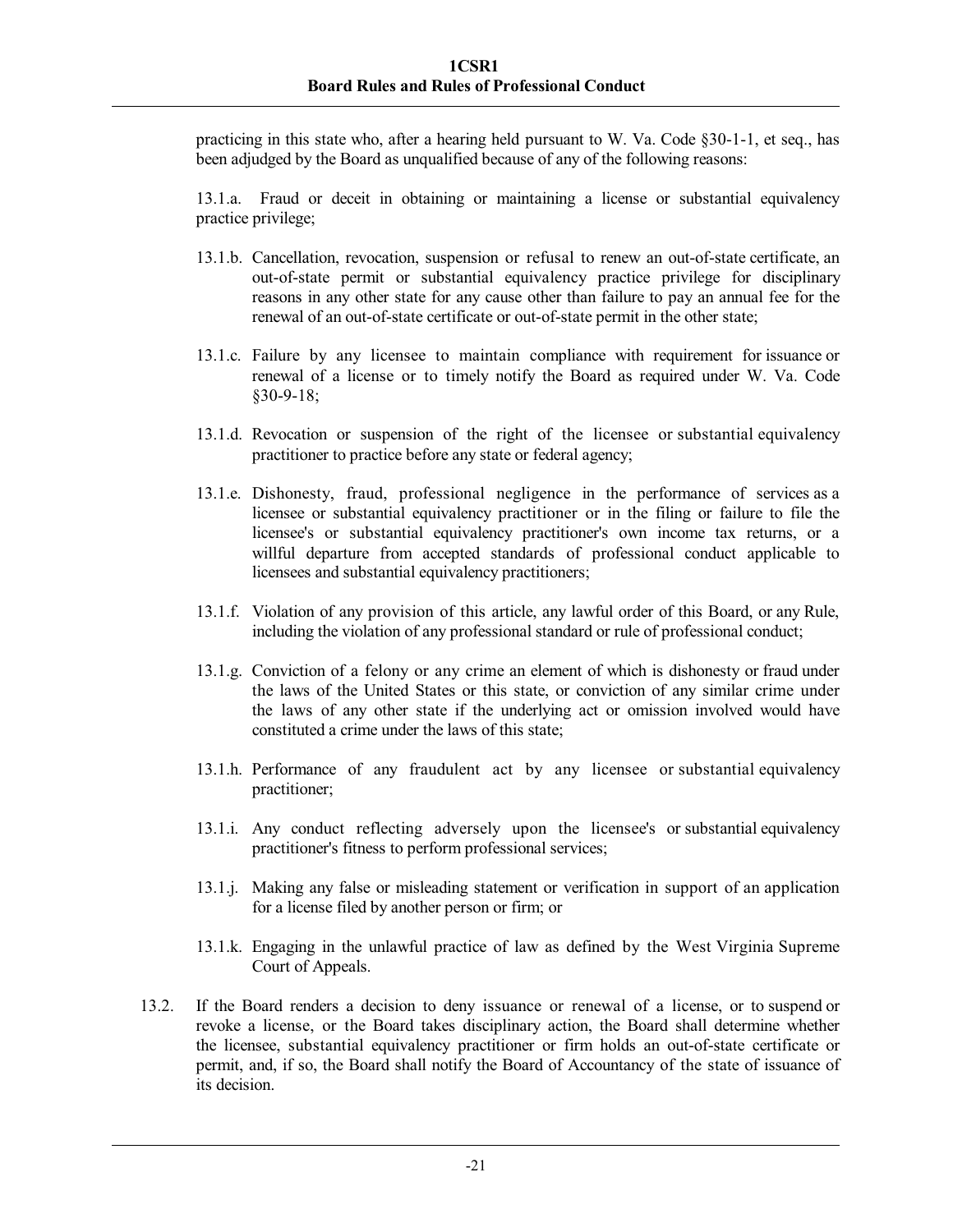practicing in this state who, after a hearing held pursuant to W. Va. Code §30-1-1, et seq., has been adjudged by the Board as unqualified because of any of the following reasons:

13.1.a. Fraud or deceit in obtaining or maintaining a license or substantial equivalency practice privilege;

13.1.b. Cancellation, revocation, suspension or refusal to renew an out-of-state certificate, an out-of-state permit or substantial equivalency practice privilege for disciplinary reasons in any other state for any cause other than failure to pay an annual fee for the renewal of an out-of-state certificate or out-of-state permit in the other state;

13.1.c. Failure by any licensee to maintain compliance with requirement for issuance or renewal of a license or to timely notify the Board as required under W. Va. Code §30-9-18;

13.1.d. Revocation or suspension of the right of the licensee or substantial equivalency practitioner to practice before any state or federal agency;

13.1.e. Dishonesty, fraud, professional negligence in the performance of services as a licensee or substantial equivalency practitioner or in the filing or failure to file the licensee's or substantial equivalency practitioner's own income tax returns, or a willful departure from accepted standards of professional conduct applicable to licensees and substantial equivalency practitioners;

13.1.f. Violation of any provision of this article, any lawful order of this Board, or any Rule, including the violation of any professional standard or rule of professional conduct;

13.1.g. Conviction of a felony or any crime an element of which is dishonesty or fraud under the laws of the United States or this state, or conviction of any similar crime under the laws of any other state if the underlying act or omission involved would have constituted a crime under the laws of this state;

13.1.h. Performance of any fraudulent act by any licensee or substantial equivalency practitioner;

13.1.i. Any conduct reflecting adversely upon the licensee's or substantial equivalency practitioner's fitness to perform professional services;

13.1.j. Making any false or misleading statement or verification in support of an application for a license filed by another person or firm; or

13.1.k. Engaging in the unlawful practice of law as defined by the West Virginia Supreme Court of Appeals.

13.2. If the Board renders a decision to deny issuance or renewal of a license, or to suspend or revoke a license, or the Board takes disciplinary action, the Board shall determine whether the licensee, substantial equivalency practitioner or firm holds an out-of-state certificate or permit, and, if so, the Board shall notify the Board of Accountancy of the state of issuance of its decision.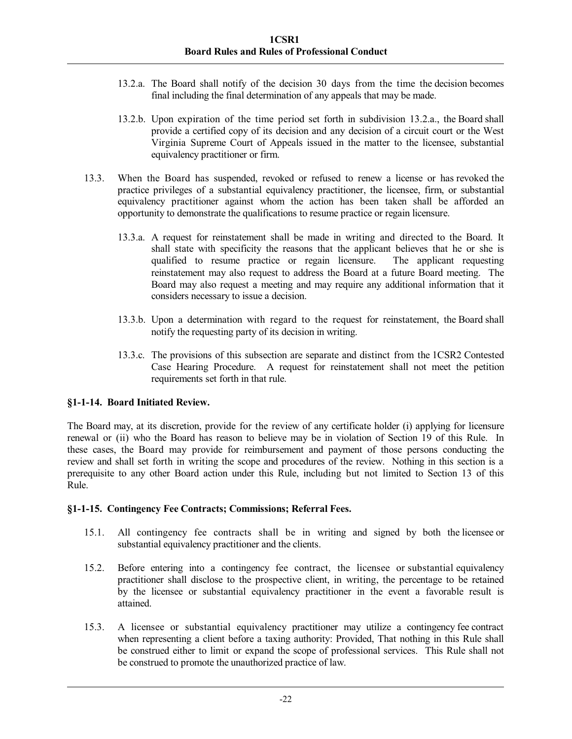13.2.a. The Board shall notify of the decision 30 days from the time the decision becomes final including the final determination of any appeals that may be made.

13.2.b. Upon expiration of the time period set forth in subdivision 13.2.a., the Board shall provide a certified copy of its decision and any decision of a circuit court or the West Virginia Supreme Court of Appeals issued in the matter to the licensee, substantial equivalency practitioner or firm.

13.3. When the Board has suspended, revoked or refused to renew a license or has revoked the practice privileges of a substantial equivalency practitioner, the licensee, firm, or substantial equivalency practitioner against whom the action has been taken shall be afforded an opportunity to demonstrate the qualifications to resume practice or regain licensure.

13.3.a. A request for reinstatement shall be made in writing and directed to the Board. It shall state with specificity the reasons that the applicant believes that he or she is qualified to resume practice or regain licensure. The applicant requesting reinstatement may also request to address the Board at a future Board meeting. The Board may also request a meeting and may require any additional information that it considers necessary to issue a decision.

13.3.b. Upon a determination with regard to the request for reinstatement, the Board shall notify the requesting party of its decision in writing.

13.3.c. The provisions of this subsection are separate and distinct from the 1CSR2 Contested Case Hearing Procedure. A request for reinstatement shall not meet the petition requirements set forth in that rule.

### §1-1-14. Board Initiated Review.

The Board may, at its discretion, provide for the review of any certificate holder (i) applying for licensure renewal or (ii) who the Board has reason to believe may be in violation of Section 19 of this Rule. In these cases, the Board may provide for reimbursement and payment of those persons conducting the review and shall set forth in writing the scope and procedures of the review. Nothing in this section is a prerequisite to any other Board action under this Rule, including but not limited to Section 13 of this Rule.

### §1-1-15. Contingency Fee Contracts; Commissions; Referral Fees.

15.1. All contingency fee contracts shall be in writing and signed by both the licensee or substantial equivalency practitioner and the clients.

15.2. Before entering into a contingency fee contract, the licensee or substantial equivalency practitioner shall disclose to the prospective client, in writing, the percentage to be retained by the licensee or substantial equivalency practitioner in the event a favorable result is attained.

15.3. A licensee or substantial equivalency practitioner may utilize a contingency fee contract when representing a client before a taxing authority: Provided, That nothing in this Rule shall be construed either to limit or expand the scope of professional services. This Rule shall not be construed to promote the unauthorized practice of law.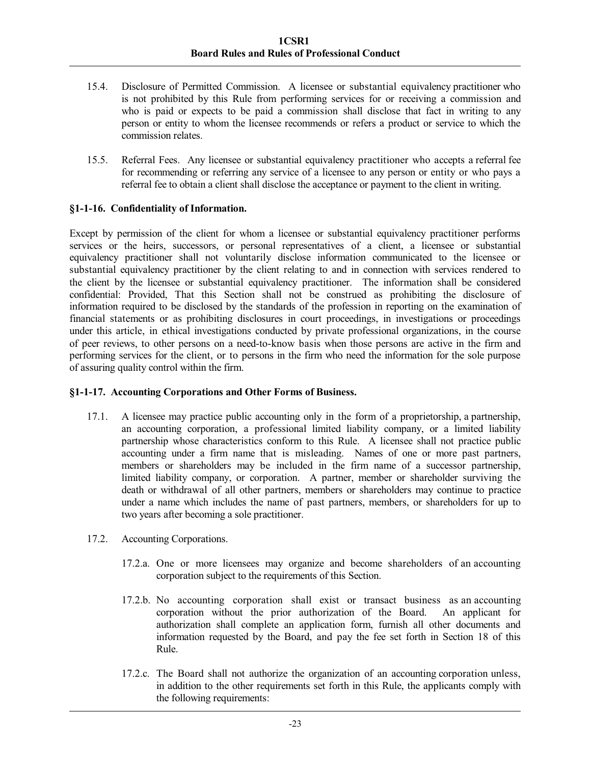15.4. Disclosure of Permitted Commission. A licensee or substantial equivalency practitioner who is not prohibited by this Rule from performing services for or receiving a commission and who is paid or expects to be paid a commission shall disclose that fact in writing to any person or entity to whom the licensee recommends or refers a product or service to which the commission relates.

15.5. Referral Fees. Any licensee or substantial equivalency practitioner who accepts a referral fee for recommending or referring any service of a licensee to any person or entity or who pays a referral fee to obtain a client shall disclose the acceptance or payment to the client in writing.

### §1-1-16. Confidentiality of Information.

Except by permission of the client for whom a licensee or substantial equivalency practitioner performs services or the heirs, successors, or personal representatives of a client, a licensee or substantial equivalency practitioner shall not voluntarily disclose information communicated to the licensee or substantial equivalency practitioner by the client relating to and in connection with services rendered to the client by the licensee or substantial equivalency practitioner. The information shall be considered confidential: Provided, That this Section shall not be construed as prohibiting the disclosure of information required to be disclosed by the standards of the profession in reporting on the examination of financial statements or as prohibiting disclosures in court proceedings, in investigations or proceedings under this article, in ethical investigations conducted by private professional organizations, in the course of peer reviews, to other persons on a need-to-know basis when those persons are active in the firm and performing services for the client, or to persons in the firm who need the information for the sole purpose of assuring quality control within the firm.

### §1-1-17. Accounting Corporations and Other Forms of Business.

17.1. A licensee may practice public accounting only in the form of a proprietorship, a partnership, an accounting corporation, a professional limited liability company, or a limited liability partnership whose characteristics conform to this Rule. A licensee shall not practice public accounting under a firm name that is misleading. Names of one or more past partners, members or shareholders may be included in the firm name of a successor partnership, limited liability company, or corporation. A partner, member or shareholder surviving the death or withdrawal of all other partners, members or shareholders may continue to practice under a name which includes the name of past partners, members, or shareholders for up to two years after becoming a sole practitioner.

17.2. Accounting Corporations.

17.2.a. One or more licensees may organize and become shareholders of an accounting corporation subject to the requirements of this Section.

17.2.b. No accounting corporation shall exist or transact business as an accounting corporation without the prior authorization of the Board. An applicant for authorization shall complete an application form, furnish all other documents and information requested by the Board, and pay the fee set forth in Section 18 of this Rule.

17.2.c. The Board shall not authorize the organization of an accounting corporation unless, in addition to the other requirements set forth in this Rule, the applicants comply with the following requirements: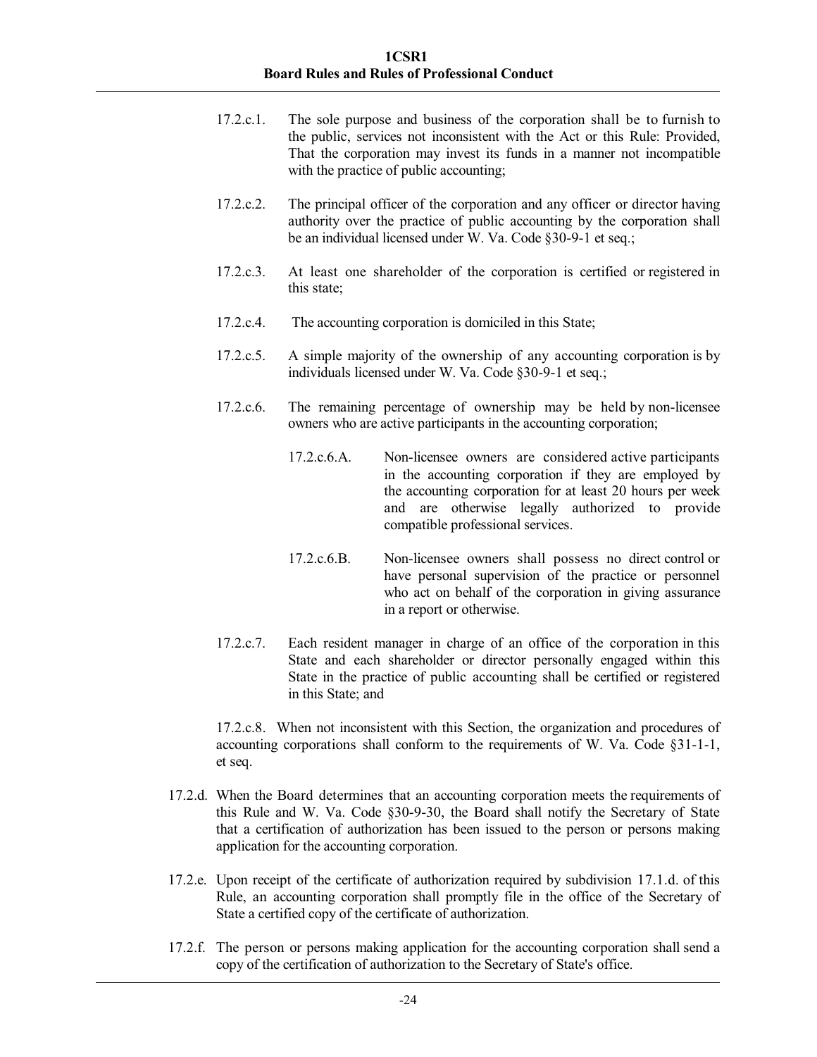17.2.c.1. The sole purpose and business of the corporation shall be to furnish to the public, services not inconsistent with the Act or this Rule: Provided, That the corporation may invest its funds in a manner not incompatible with the practice of public accounting;

17.2.c.2. The principal officer of the corporation and any officer or director having authority over the practice of public accounting by the corporation shall be an individual licensed under W. Va. Code §30-9-1 et seq.;

17.2.c.3. At least one shareholder of the corporation is certified or registered in this state;

17.2.c.4. The accounting corporation is domiciled in this State;

17.2.c.5. A simple majority of the ownership of any accounting corporation is by individuals licensed under W. Va. Code §30-9-1 et seq.;

17.2.c.6. The remaining percentage of ownership may be held by non-licensee owners who are active participants in the accounting corporation;

17.2.c.6.A. Non-licensee owners are considered active participants in the accounting corporation if they are employed by the accounting corporation for at least 20 hours per week and are otherwise legally authorized to provide compatible professional services.

17.2.c.6.B. Non-licensee owners shall possess no direct control or have personal supervision of the practice or personnel who act on behalf of the corporation in giving assurance in a report or otherwise.

17.2.c.7. Each resident manager in charge of an office of the corporation in this State and each shareholder or director personally engaged within this State in the practice of public accounting shall be certified or registered in this State; and

17.2.c.8. When not inconsistent with this Section, the organization and procedures of accounting corporations shall conform to the requirements of W. Va. Code §31-1-1, et seq.

17.2.d. When the Board determines that an accounting corporation meets the requirements of this Rule and W. Va. Code §30-9-30, the Board shall notify the Secretary of State that a certification of authorization has been issued to the person or persons making application for the accounting corporation.

17.2.e. Upon receipt of the certificate of authorization required by subdivision 17.1.d. of this Rule, an accounting corporation shall promptly file in the office of the Secretary of State a certified copy of the certificate of authorization.

17.2.f. The person or persons making application for the accounting corporation shall send a copy of the certification of authorization to the Secretary of State's office.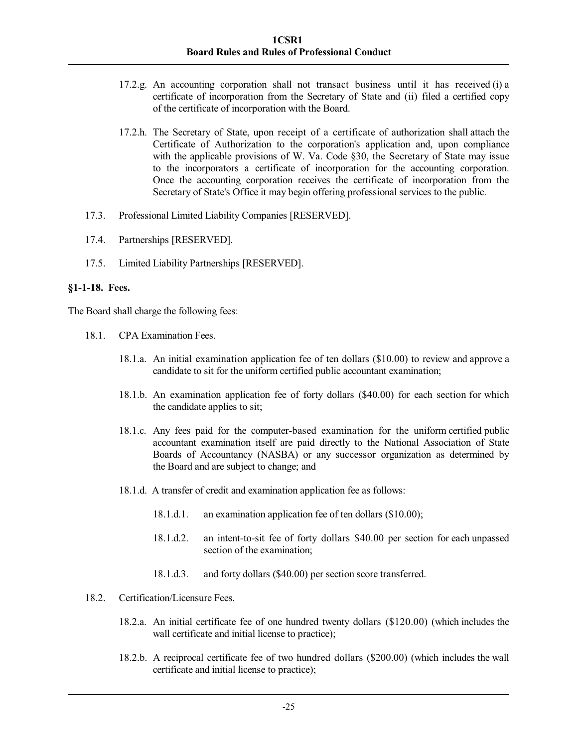17.2.g. An accounting corporation shall not transact business until it has received (i) a certificate of incorporation from the Secretary of State and (ii) filed a certified copy of the certificate of incorporation with the Board.

17.2.h. The Secretary of State, upon receipt of a certificate of authorization shall attach the Certificate of Authorization to the corporation's application and, upon compliance with the applicable provisions of W. Va. Code §30, the Secretary of State may issue to the incorporators a certificate of incorporation for the accounting corporation. Once the accounting corporation receives the certificate of incorporation from the Secretary of State's Office it may begin offering professional services to the public.

17.3. Professional Limited Liability Companies [RESERVED].

17.4. Partnerships [RESERVED].

17.5. Limited Liability Partnerships [RESERVED].

**§1-1-18. Fees.**

The Board shall charge the following fees:

18.1. CPA Examination Fees.

18.1.a. An initial examination application fee of ten dollars ($10.00) to review and approve a candidate to sit for the uniform certified public accountant examination;

18.1.b. An examination application fee of forty dollars ($40.00) for each section for which the candidate applies to sit;

18.1.c. Any fees paid for the computer-based examination for the uniform certified public accountant examination itself are paid directly to the National Association of State Boards of Accountancy (NASBA) or any successor organization as determined by the Board and are subject to change; and

18.1.d. A transfer of credit and examination application fee as follows:

18.1.d.1. an examination application fee of ten dollars ($10.00);

18.1.d.2. an intent-to-sit fee of forty dollars $40.00 per section for each unpassed section of the examination;

18.1.d.3. and forty dollars ($40.00) per section score transferred.

18.2. Certification/Licensure Fees.

18.2.a. An initial certificate fee of one hundred twenty dollars ($120.00) (which includes the wall certificate and initial license to practice);

18.2.b. A reciprocal certificate fee of two hundred dollars ($200.00) (which includes the wall certificate and initial license to practice);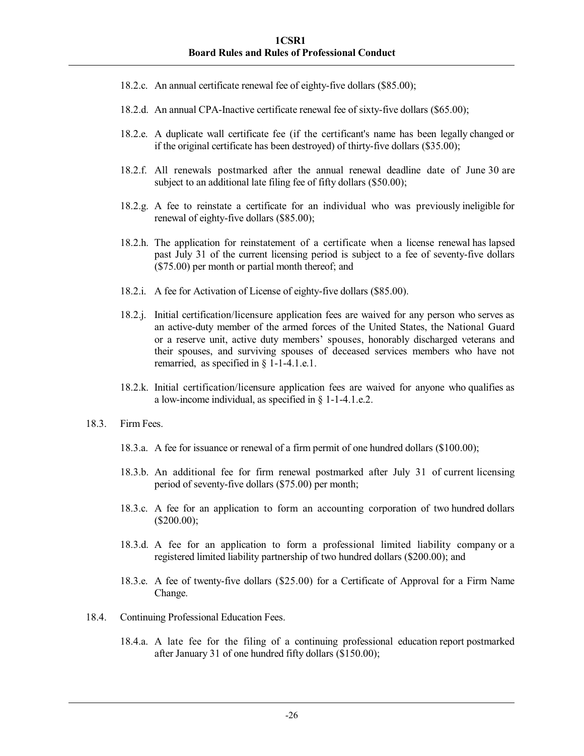18.2.c. An annual certificate renewal fee of eighty-five dollars ($85.00);

18.2.d. An annual CPA-Inactive certificate renewal fee of sixty-five dollars ($65.00);

18.2.e. A duplicate wall certificate fee (if the certificant's name has been legally changed or if the original certificate has been destroyed) of thirty-five dollars ($35.00);

18.2.f. All renewals postmarked after the annual renewal deadline date of June 30 are subject to an additional late filing fee of fifty dollars ($50.00);

18.2.g. A fee to reinstate a certificate for an individual who was previously ineligible for renewal of eighty-five dollars ($85.00);

18.2.h. The application for reinstatement of a certificate when a license renewal has lapsed past July 31 of the current licensing period is subject to a fee of seventy-five dollars ($75.00) per month or partial month thereof; and

18.2.i. A fee for Activation of License of eighty-five dollars ($85.00).

18.2.j. Initial certification/licensure application fees are waived for any person who serves as an active-duty member of the armed forces of the United States, the National Guard or a reserve unit, active duty members' spouses, honorably discharged veterans and their spouses, and surviving spouses of deceased services members who have not remarried, as specified in § 1-1-4.1.e.1.

18.2.k. Initial certification/licensure application fees are waived for anyone who qualifies as a low-income individual, as specified in § 1-1-4.1.e.2.

18.3. Firm Fees.

18.3.a. A fee for issuance or renewal of a firm permit of one hundred dollars ($100.00);

18.3.b. An additional fee for firm renewal postmarked after July 31 of current licensing period of seventy-five dollars ($75.00) per month;

18.3.c. A fee for an application to form an accounting corporation of two hundred dollars ($200.00);

18.3.d. A fee for an application to form a professional limited liability company or a registered limited liability partnership of two hundred dollars ($200.00); and

18.3.e. A fee of twenty-five dollars ($25.00) for a Certificate of Approval for a Firm Name Change.

18.4. Continuing Professional Education Fees.

18.4.a. A late fee for the filing of a continuing professional education report postmarked after January 31 of one hundred fifty dollars ($150.00);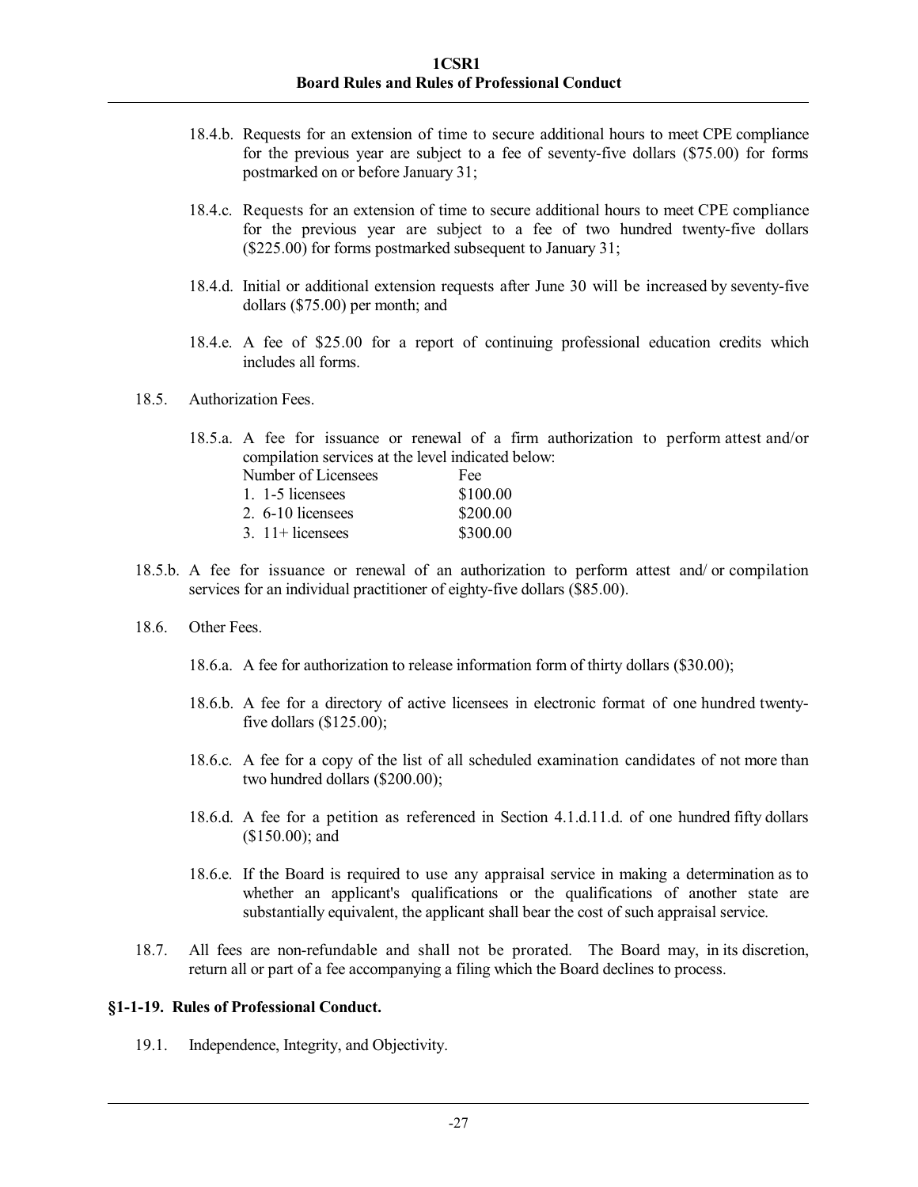18.4.b. Requests for an extension of time to secure additional hours to meet CPE compliance for the previous year are subject to a fee of seventy-five dollars ($75.00) for forms postmarked on or before January 31;

18.4.c. Requests for an extension of time to secure additional hours to meet CPE compliance for the previous year are subject to a fee of two hundred twenty-five dollars ($225.00) for forms postmarked subsequent to January 31;

18.4.d. Initial or additional extension requests after June 30 will be increased by seventy-five dollars ($75.00) per month; and

18.4.e. A fee of $25.00 for a report of continuing professional education credits which includes all forms.

18.5. Authorization Fees.

18.5.a. A fee for issuance or renewal of a firm authorization to perform attest and/or compilation services at the level indicated below:

| Number of Licensees | Fee |
|---|---|
| 1. 1-5 licensees | $100.00 |
| 2. 6-10 licensees | $200.00 |
| 3. 11+ licensees | $300.00 |

18.5.b. A fee for issuance or renewal of an authorization to perform attest and/ or compilation services for an individual practitioner of eighty-five dollars ($85.00).

18.6. Other Fees.

18.6.a. A fee for authorization to release information form of thirty dollars ($30.00);

18.6.b. A fee for a directory of active licensees in electronic format of one hundred twenty-five dollars ($125.00);

18.6.c. A fee for a copy of the list of all scheduled examination candidates of not more than two hundred dollars ($200.00);

18.6.d. A fee for a petition as referenced in Section 4.1.d.11.d. of one hundred fifty dollars ($150.00); and

18.6.e. If the Board is required to use any appraisal service in making a determination as to whether an applicant's qualifications or the qualifications of another state are substantially equivalent, the applicant shall bear the cost of such appraisal service.

18.7. All fees are non-refundable and shall not be prorated. The Board may, in its discretion, return all or part of a fee accompanying a filing which the Board declines to process.

**§1-1-19. Rules of Professional Conduct.**

19.1. Independence, Integrity, and Objectivity.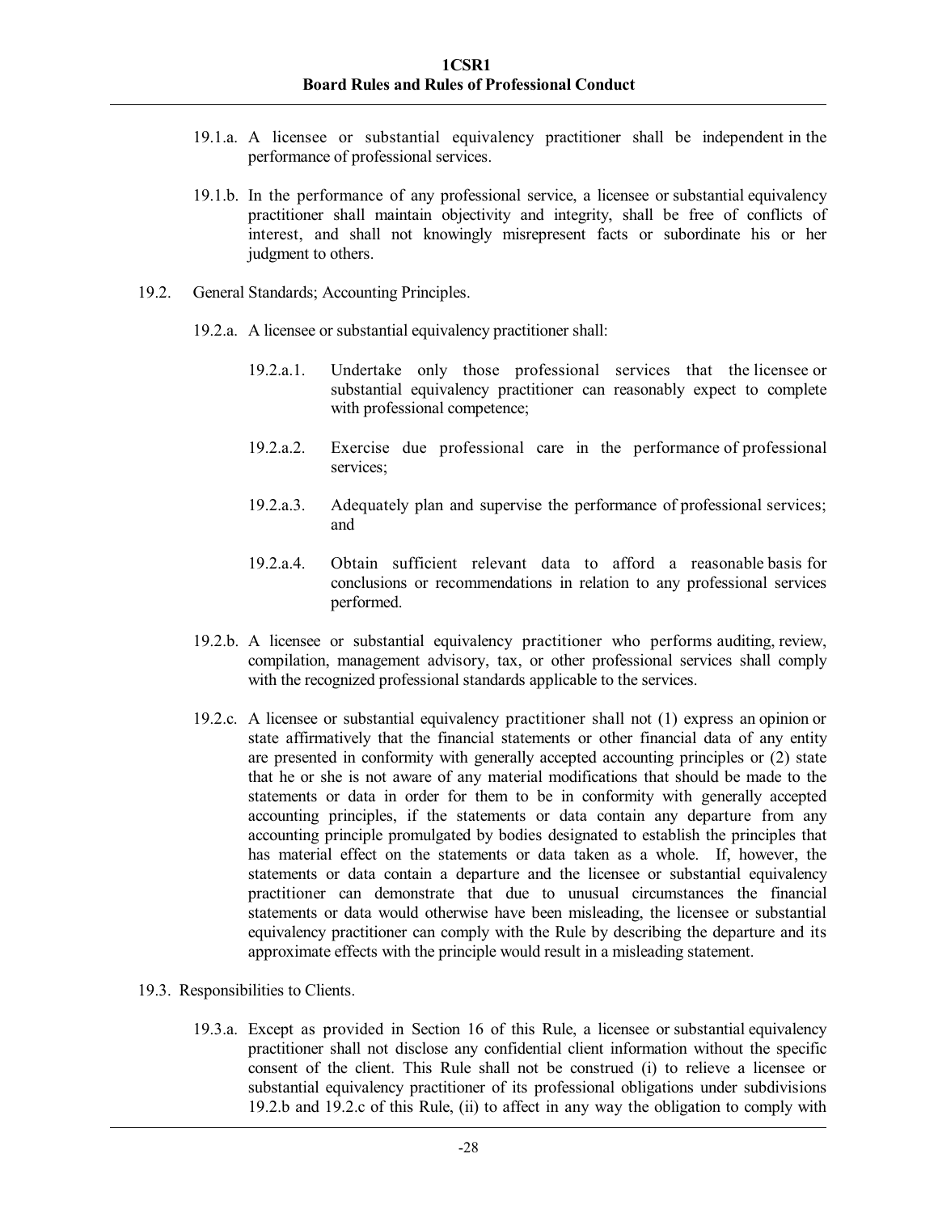19.1.a. A licensee or substantial equivalency practitioner shall be independent in the performance of professional services.

19.1.b. In the performance of any professional service, a licensee or substantial equivalency practitioner shall maintain objectivity and integrity, shall be free of conflicts of interest, and shall not knowingly misrepresent facts or subordinate his or her judgment to others.

19.2. General Standards; Accounting Principles.

19.2.a. A licensee or substantial equivalency practitioner shall:

19.2.a.1. Undertake only those professional services that the licensee or substantial equivalency practitioner can reasonably expect to complete with professional competence;

19.2.a.2. Exercise due professional care in the performance of professional services;

19.2.a.3. Adequately plan and supervise the performance of professional services; and

19.2.a.4. Obtain sufficient relevant data to afford a reasonable basis for conclusions or recommendations in relation to any professional services performed.

19.2.b. A licensee or substantial equivalency practitioner who performs auditing, review, compilation, management advisory, tax, or other professional services shall comply with the recognized professional standards applicable to the services.

19.2.c. A licensee or substantial equivalency practitioner shall not (1) express an opinion or state affirmatively that the financial statements or other financial data of any entity are presented in conformity with generally accepted accounting principles or (2) state that he or she is not aware of any material modifications that should be made to the statements or data in order for them to be in conformity with generally accepted accounting principles, if the statements or data contain any departure from any accounting principle promulgated by bodies designated to establish the principles that has material effect on the statements or data taken as a whole. If, however, the statements or data contain a departure and the licensee or substantial equivalency practitioner can demonstrate that due to unusual circumstances the financial statements or data would otherwise have been misleading, the licensee or substantial equivalency practitioner can comply with the Rule by describing the departure and its approximate effects with the principle would result in a misleading statement.

19.3. Responsibilities to Clients.

19.3.a. Except as provided in Section 16 of this Rule, a licensee or substantial equivalency practitioner shall not disclose any confidential client information without the specific consent of the client. This Rule shall not be construed (i) to relieve a licensee or substantial equivalency practitioner of its professional obligations under subdivisions 19.2.b and 19.2.c of this Rule, (ii) to affect in any way the obligation to comply with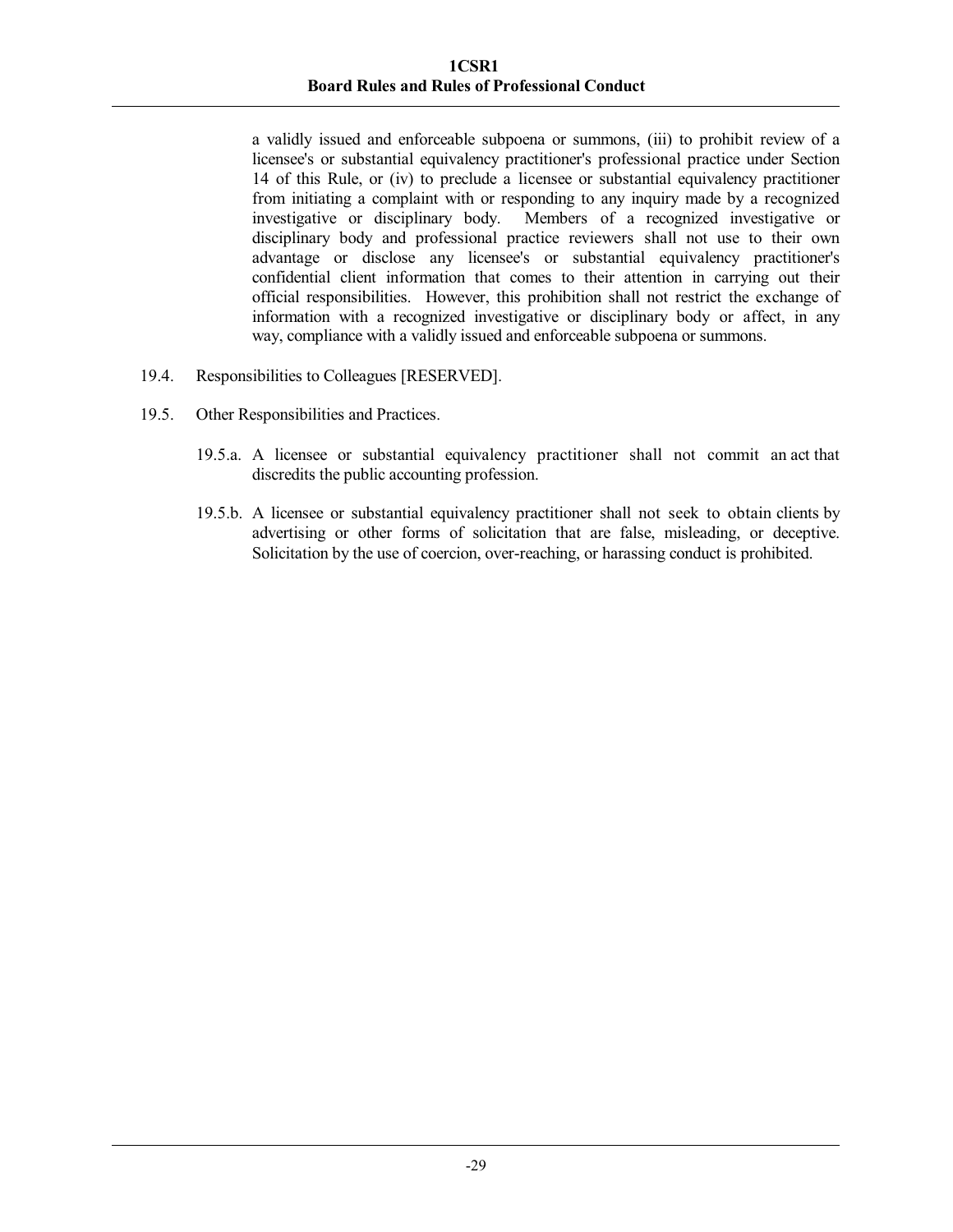a validly issued and enforceable subpoena or summons, (iii) to prohibit review of a licensee's or substantial equivalency practitioner's professional practice under Section 14 of this Rule, or (iv) to preclude a licensee or substantial equivalency practitioner from initiating a complaint with or responding to any inquiry made by a recognized investigative or disciplinary body. Members of a recognized investigative or disciplinary body and professional practice reviewers shall not use to their own advantage or disclose any licensee's or substantial equivalency practitioner's confidential client information that comes to their attention in carrying out their official responsibilities. However, this prohibition shall not restrict the exchange of information with a recognized investigative or disciplinary body or affect, in any way, compliance with a validly issued and enforceable subpoena or summons.

19.4. Responsibilities to Colleagues [RESERVED].

19.5. Other Responsibilities and Practices.

19.5.a. A licensee or substantial equivalency practitioner shall not commit an act that discredits the public accounting profession.

19.5.b. A licensee or substantial equivalency practitioner shall not seek to obtain clients by advertising or other forms of solicitation that are false, misleading, or deceptive. Solicitation by the use of coercion, over-reaching, or harassing conduct is prohibited.